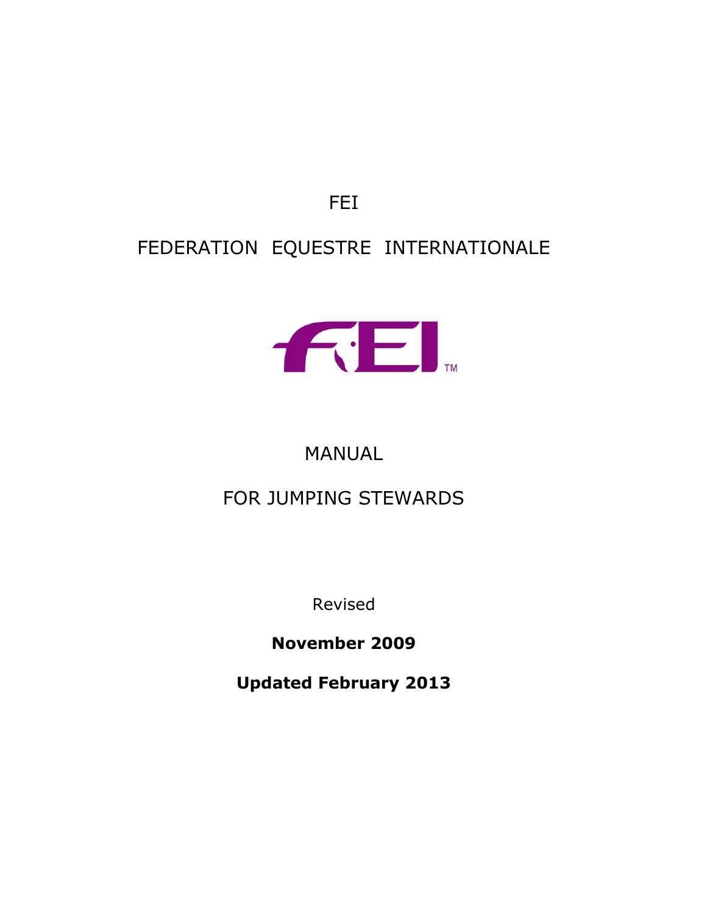FEI

FEDERATION EQUESTRE INTERNATIONALE

# MANUAL

# FOR JUMPING STEWARDS

Revised

**November 2009**

**Updated February 2013**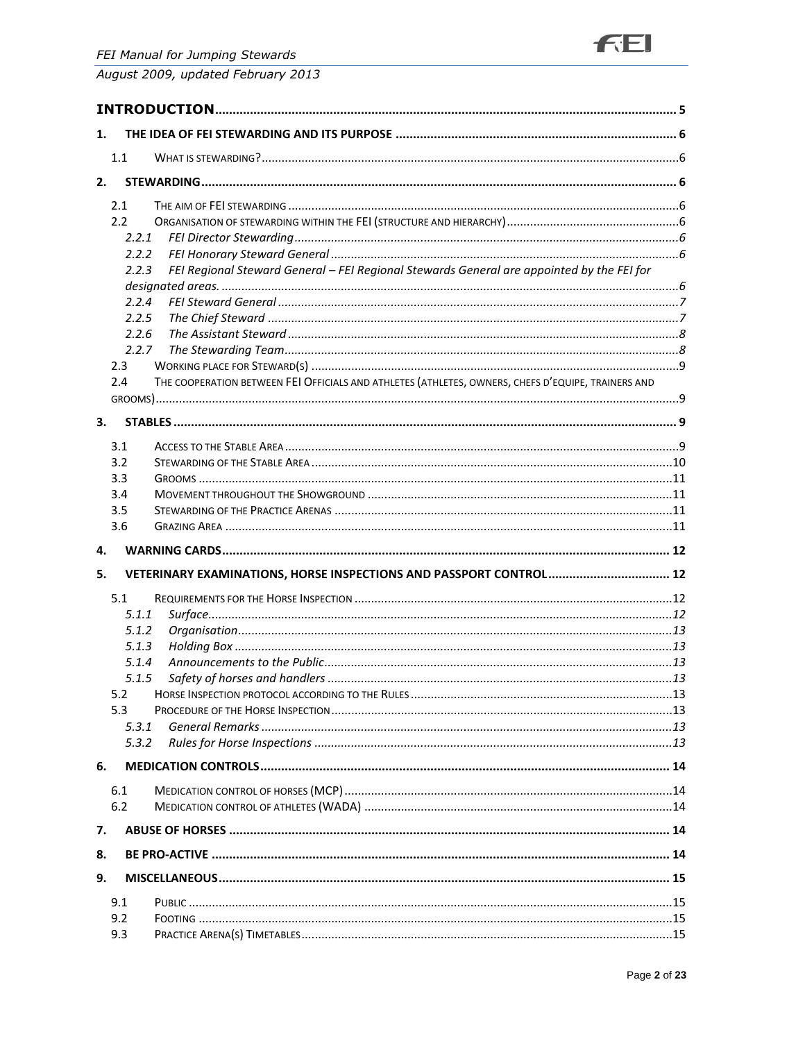**INTRODUCTION** .......... 5

**1. THE IDEA OF FEI STEWARDING AND ITS PURPOSE** .......... 6

- 1.1 WHAT IS STEWARDING? .......... 6

**2. STEWARDING** .......... 6

- 2.1 THE AIM OF FEI STEWARDING .......... 6
- 2.2 ORGANISATION OF STEWARDING WITHIN THE FEI (STRUCTURE AND HIERARCHY) .......... 6
  - *2.2.1 FEI Director Stewarding* .......... 6
  - *2.2.2 FEI Honorary Steward General* .......... 6
  - *2.2.3 FEI Regional Steward General – FEI Regional Stewards General are appointed by the FEI for designated areas.* .......... 6
  - *2.2.4 FEI Steward General* .......... 7
  - *2.2.5 The Chief Steward* .......... 7
  - *2.2.6 The Assistant Steward* .......... 8
  - *2.2.7 The Stewarding Team* .......... 8
- 2.3 WORKING PLACE FOR STEWARD(S) .......... 9
- 2.4 THE COOPERATION BETWEEN FEI OFFICIALS AND ATHLETES (ATHLETES, OWNERS, CHEFS D'EQUIPE, TRAINERS AND GROOMS) .......... 9

**3. STABLES** .......... 9

- 3.1 ACCESS TO THE STABLE AREA .......... 9
- 3.2 STEWARDING OF THE STABLE AREA .......... 10
- 3.3 GROOMS .......... 11
- 3.4 MOVEMENT THROUGHOUT THE SHOWGROUND .......... 11
- 3.5 STEWARDING OF THE PRACTICE ARENAS .......... 11
- 3.6 GRAZING AREA .......... 11

**4. WARNING CARDS** .......... 12

**5. VETERINARY EXAMINATIONS, HORSE INSPECTIONS AND PASSPORT CONTROL** .......... 12

- 5.1 REQUIREMENTS FOR THE HORSE INSPECTION .......... 12
  - *5.1.1 Surface* .......... 12
  - *5.1.2 Organisation* .......... 13
  - *5.1.3 Holding Box* .......... 13
  - *5.1.4 Announcements to the Public* .......... 13
  - *5.1.5 Safety of horses and handlers* .......... 13
- 5.2 HORSE INSPECTION PROTOCOL ACCORDING TO THE RULES .......... 13
- 5.3 PROCEDURE OF THE HORSE INSPECTION .......... 13
  - *5.3.1 General Remarks* .......... 13
  - *5.3.2 Rules for Horse Inspections* .......... 13

**6. MEDICATION CONTROLS** .......... 14

- 6.1 MEDICATION CONTROL OF HORSES (MCP) .......... 14
- 6.2 MEDICATION CONTROL OF ATHLETES (WADA) .......... 14

**7. ABUSE OF HORSES** .......... 14

**8. BE PRO-ACTIVE** .......... 14

**9. MISCELLANEOUS** .......... 15

- 9.1 PUBLIC .......... 15
- 9.2 FOOTING .......... 15
- 9.3 PRACTICE ARENA(S) TIMETABLES .......... 15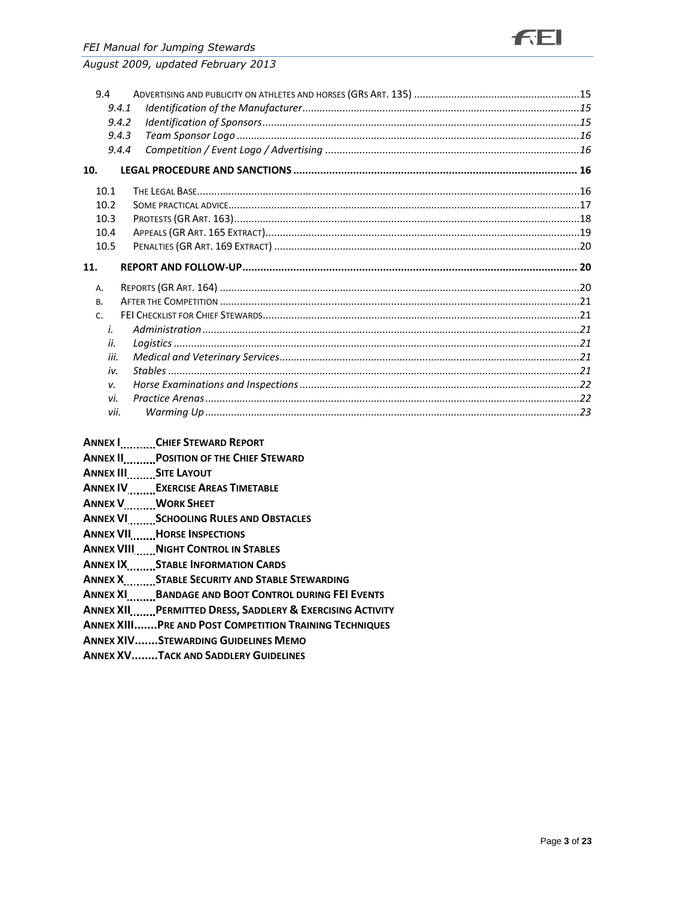9.4 ADVERTISING AND PUBLICITY ON ATHLETES AND HORSES (GRS ART. 135) ....15
   9.4.1 *Identification of the Manufacturer* ....15
   9.4.2 *Identification of Sponsors* ....15
   9.4.3 *Team Sponsor Logo* ....16
   9.4.4 *Competition / Event Logo / Advertising* ....16

**10. LEGAL PROCEDURE AND SANCTIONS .... 16**

10.1 THE LEGAL BASE ....16
10.2 SOME PRACTICAL ADVICE ....17
10.3 PROTESTS (GR ART. 163) ....18
10.4 APPEALS (GR ART. 165 EXTRACT) ....19
10.5 PENALTIES (GR ART. 169 EXTRACT) ....20

**11. REPORT AND FOLLOW-UP .... 20**

A. REPORTS (GR ART. 164) ....20
B. AFTER THE COMPETITION ....21
C. FEI CHECKLIST FOR CHIEF STEWARDS ....21
   i. *Administration* ....21
   ii. *Logistics* ....21
   iii. *Medical and Veterinary Services* ....21
   iv. *Stables* ....21
   v. *Horse Examinations and Inspections* ....22
   vi. *Practice Arenas* ....22
   vii. *Warming Up* ....23

**ANNEX I ....CHIEF STEWARD REPORT**
**ANNEX II ....POSITION OF THE CHIEF STEWARD**
**ANNEX III ....SITE LAYOUT**
**ANNEX IV ....EXERCISE AREAS TIMETABLE**
**ANNEX V ....WORK SHEET**
**ANNEX VI ....SCHOOLING RULES AND OBSTACLES**
**ANNEX VII ....HORSE INSPECTIONS**
**ANNEX VIII ....NIGHT CONTROL IN STABLES**
**ANNEX IX ....STABLE INFORMATION CARDS**
**ANNEX X ....STABLE SECURITY AND STABLE STEWARDING**
**ANNEX XI ....BANDAGE AND BOOT CONTROL DURING FEI EVENTS**
**ANNEX XII ....PERMITTED DRESS, SADDLERY & EXERCISING ACTIVITY**
**ANNEX XIII.......PRE AND POST COMPETITION TRAINING TECHNIQUES**
**ANNEX XIV.......STEWARDING GUIDELINES MEMO**
**ANNEX XV........TACK AND SADDLERY GUIDELINES**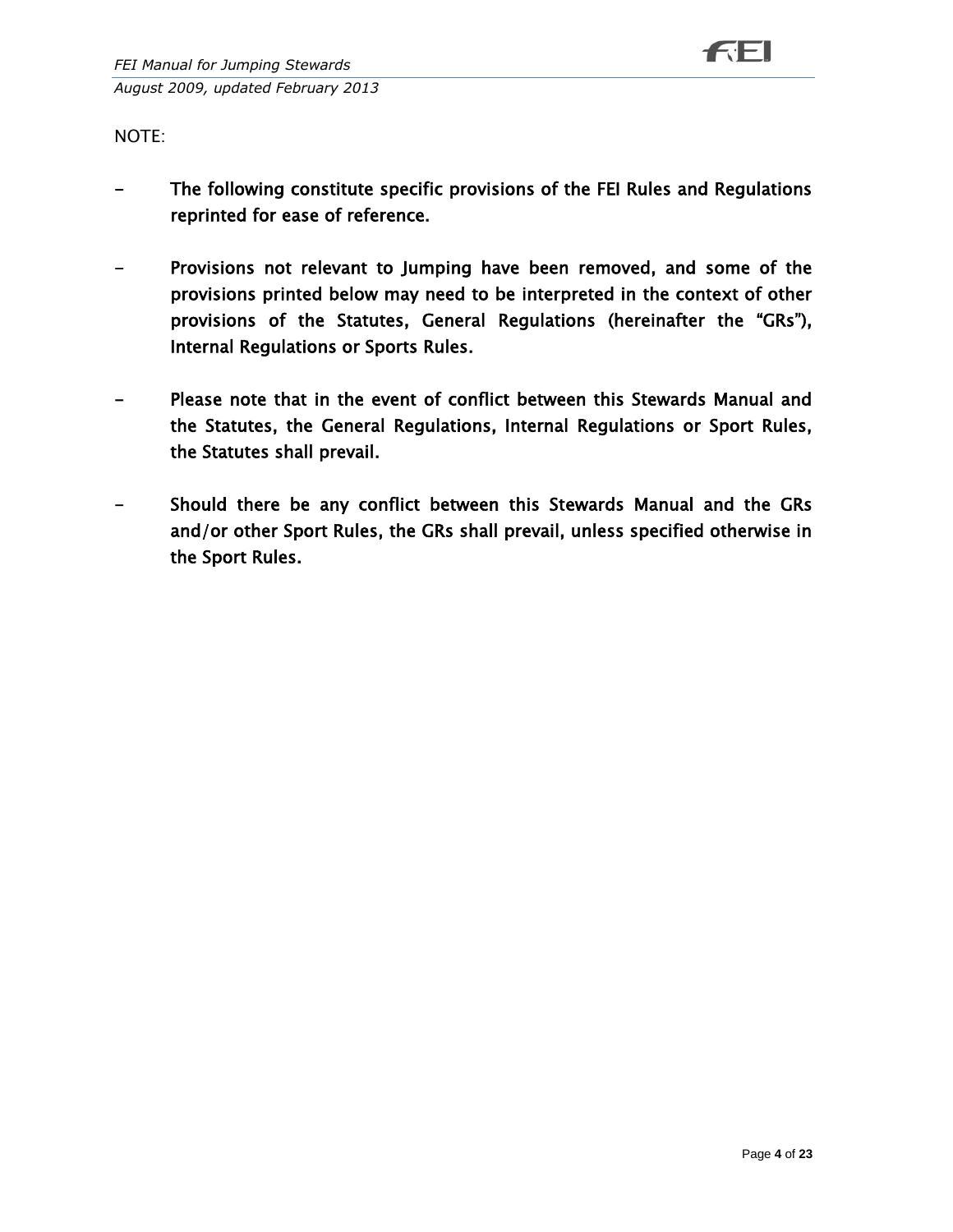NOTE:

- **The following constitute specific provisions of the FEI Rules and Regulations reprinted for ease of reference.**

- **Provisions not relevant to Jumping have been removed, and some of the provisions printed below may need to be interpreted in the context of other provisions of the Statutes, General Regulations (hereinafter the "GRs"), Internal Regulations or Sports Rules.**

- **Please note that in the event of conflict between this Stewards Manual and the Statutes, the General Regulations, Internal Regulations or Sport Rules, the Statutes shall prevail.**

- **Should there be any conflict between this Stewards Manual and the GRs and/or other Sport Rules, the GRs shall prevail, unless specified otherwise in the Sport Rules.**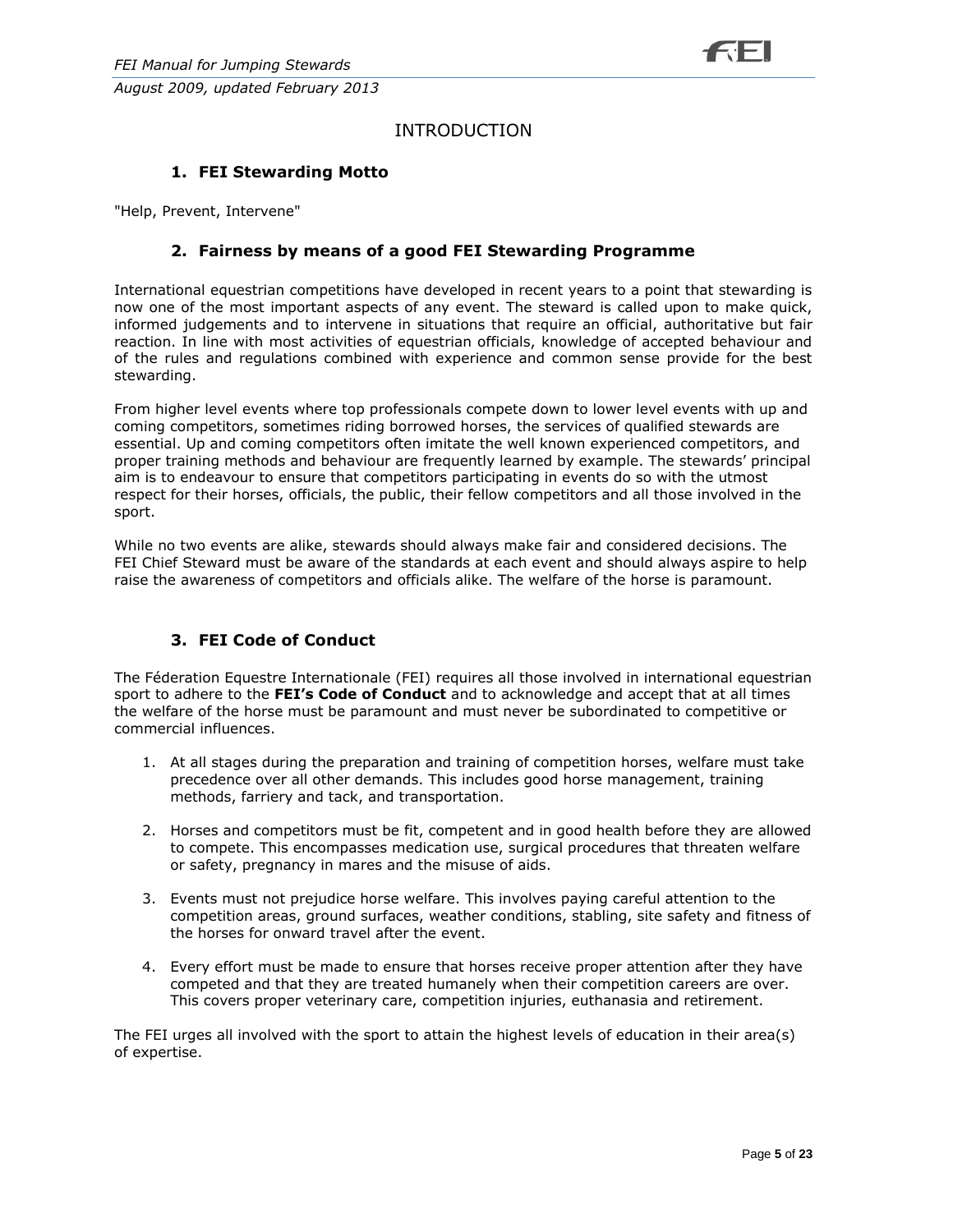# INTRODUCTION

## 1. FEI Stewarding Motto

"Help, Prevent, Intervene"

## 2. Fairness by means of a good FEI Stewarding Programme

International equestrian competitions have developed in recent years to a point that stewarding is now one of the most important aspects of any event. The steward is called upon to make quick, informed judgements and to intervene in situations that require an official, authoritative but fair reaction. In line with most activities of equestrian officials, knowledge of accepted behaviour and of the rules and regulations combined with experience and common sense provide for the best stewarding.

From higher level events where top professionals compete down to lower level events with up and coming competitors, sometimes riding borrowed horses, the services of qualified stewards are essential. Up and coming competitors often imitate the well known experienced competitors, and proper training methods and behaviour are frequently learned by example. The stewards' principal aim is to endeavour to ensure that competitors participating in events do so with the utmost respect for their horses, officials, the public, their fellow competitors and all those involved in the sport.

While no two events are alike, stewards should always make fair and considered decisions. The FEI Chief Steward must be aware of the standards at each event and should always aspire to help raise the awareness of competitors and officials alike. The welfare of the horse is paramount.

## 3. FEI Code of Conduct

The Féderation Equestre Internationale (FEI) requires all those involved in international equestrian sport to adhere to the **FEI's Code of Conduct** and to acknowledge and accept that at all times the welfare of the horse must be paramount and must never be subordinated to competitive or commercial influences.

1. At all stages during the preparation and training of competition horses, welfare must take precedence over all other demands. This includes good horse management, training methods, farriery and tack, and transportation.
2. Horses and competitors must be fit, competent and in good health before they are allowed to compete. This encompasses medication use, surgical procedures that threaten welfare or safety, pregnancy in mares and the misuse of aids.
3. Events must not prejudice horse welfare. This involves paying careful attention to the competition areas, ground surfaces, weather conditions, stabling, site safety and fitness of the horses for onward travel after the event.
4. Every effort must be made to ensure that horses receive proper attention after they have competed and that they are treated humanely when their competition careers are over. This covers proper veterinary care, competition injuries, euthanasia and retirement.

The FEI urges all involved with the sport to attain the highest levels of education in their area(s) of expertise.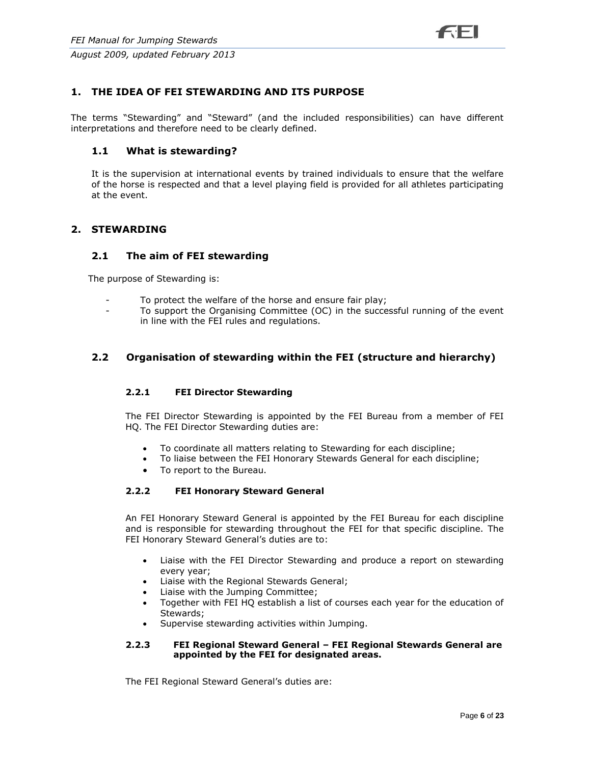## 1. THE IDEA OF FEI STEWARDING AND ITS PURPOSE

The terms "Stewarding" and "Steward" (and the included responsibilities) can have different interpretations and therefore need to be clearly defined.

### 1.1 What is stewarding?

It is the supervision at international events by trained individuals to ensure that the welfare of the horse is respected and that a level playing field is provided for all athletes participating at the event.

## 2. STEWARDING

### 2.1 The aim of FEI stewarding

The purpose of Stewarding is:

- To protect the welfare of the horse and ensure fair play;
- To support the Organising Committee (OC) in the successful running of the event in line with the FEI rules and regulations.

### 2.2 Organisation of stewarding within the FEI (structure and hierarchy)

#### 2.2.1 FEI Director Stewarding

The FEI Director Stewarding is appointed by the FEI Bureau from a member of FEI HQ. The FEI Director Stewarding duties are:

- To coordinate all matters relating to Stewarding for each discipline;
- To liaise between the FEI Honorary Stewards General for each discipline;
- To report to the Bureau.

#### 2.2.2 FEI Honorary Steward General

An FEI Honorary Steward General is appointed by the FEI Bureau for each discipline and is responsible for stewarding throughout the FEI for that specific discipline. The FEI Honorary Steward General's duties are to:

- Liaise with the FEI Director Stewarding and produce a report on stewarding every year;
- Liaise with the Regional Stewards General;
- Liaise with the Jumping Committee;
- Together with FEI HQ establish a list of courses each year for the education of Stewards;
- Supervise stewarding activities within Jumping.

#### 2.2.3 FEI Regional Steward General – FEI Regional Stewards General are appointed by the FEI for designated areas.

The FEI Regional Steward General's duties are: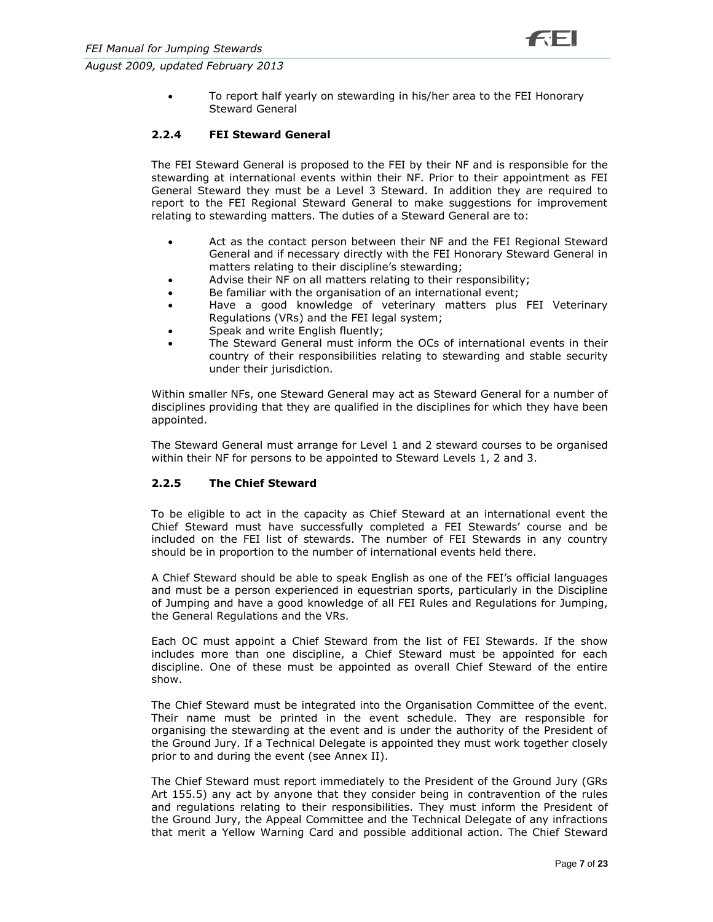- To report half yearly on stewarding in his/her area to the FEI Honorary Steward General

### 2.2.4 FEI Steward General

The FEI Steward General is proposed to the FEI by their NF and is responsible for the stewarding at international events within their NF. Prior to their appointment as FEI General Steward they must be a Level 3 Steward. In addition they are required to report to the FEI Regional Steward General to make suggestions for improvement relating to stewarding matters. The duties of a Steward General are to:

- Act as the contact person between their NF and the FEI Regional Steward General and if necessary directly with the FEI Honorary Steward General in matters relating to their discipline's stewarding;
- Advise their NF on all matters relating to their responsibility;
- Be familiar with the organisation of an international event;
- Have a good knowledge of veterinary matters plus FEI Veterinary Regulations (VRs) and the FEI legal system;
- Speak and write English fluently;
- The Steward General must inform the OCs of international events in their country of their responsibilities relating to stewarding and stable security under their jurisdiction.

Within smaller NFs, one Steward General may act as Steward General for a number of disciplines providing that they are qualified in the disciplines for which they have been appointed.

The Steward General must arrange for Level 1 and 2 steward courses to be organised within their NF for persons to be appointed to Steward Levels 1, 2 and 3.

### 2.2.5 The Chief Steward

To be eligible to act in the capacity as Chief Steward at an international event the Chief Steward must have successfully completed a FEI Stewards' course and be included on the FEI list of stewards. The number of FEI Stewards in any country should be in proportion to the number of international events held there.

A Chief Steward should be able to speak English as one of the FEI's official languages and must be a person experienced in equestrian sports, particularly in the Discipline of Jumping and have a good knowledge of all FEI Rules and Regulations for Jumping, the General Regulations and the VRs.

Each OC must appoint a Chief Steward from the list of FEI Stewards. If the show includes more than one discipline, a Chief Steward must be appointed for each discipline. One of these must be appointed as overall Chief Steward of the entire show.

The Chief Steward must be integrated into the Organisation Committee of the event. Their name must be printed in the event schedule. They are responsible for organising the stewarding at the event and is under the authority of the President of the Ground Jury. If a Technical Delegate is appointed they must work together closely prior to and during the event (see Annex II).

The Chief Steward must report immediately to the President of the Ground Jury (GRs Art 155.5) any act by anyone that they consider being in contravention of the rules and regulations relating to their responsibilities. They must inform the President of the Ground Jury, the Appeal Committee and the Technical Delegate of any infractions that merit a Yellow Warning Card and possible additional action. The Chief Steward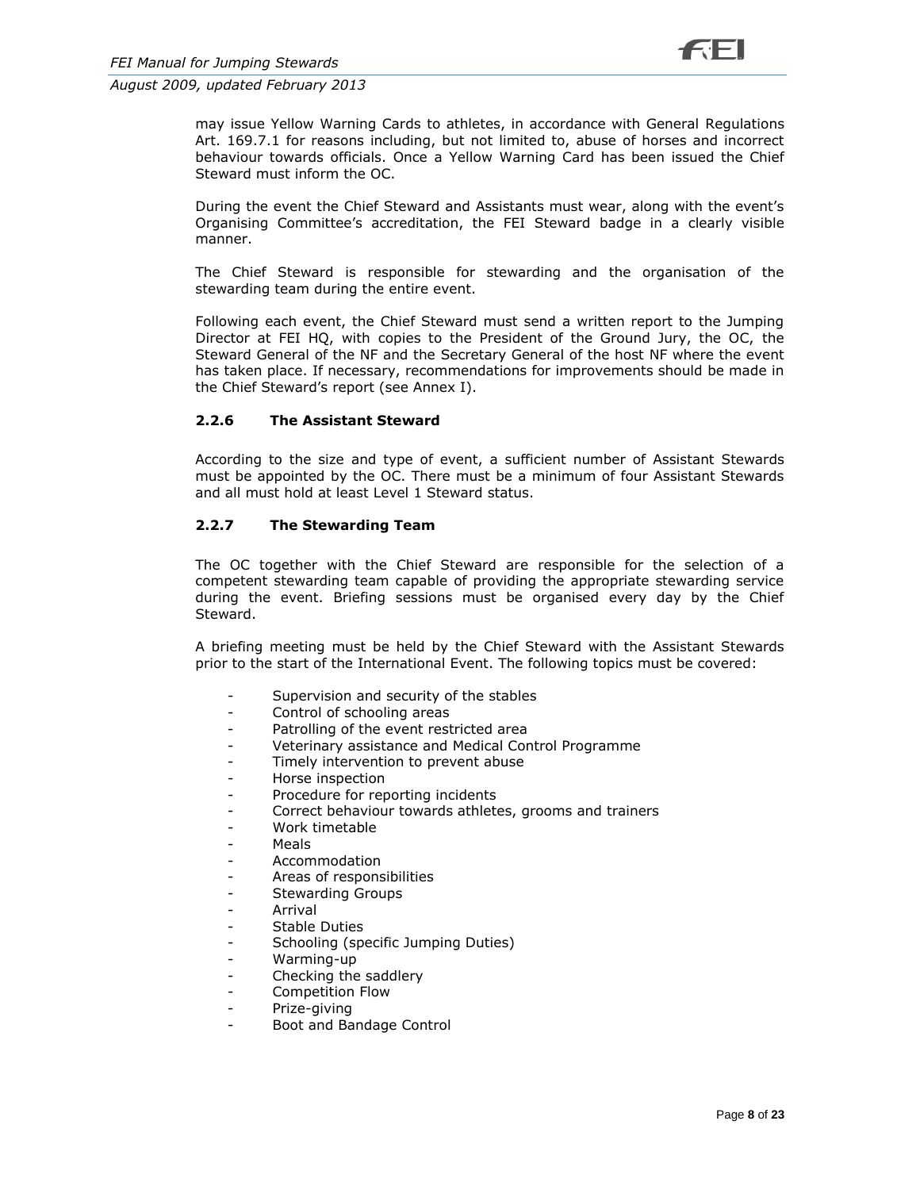may issue Yellow Warning Cards to athletes, in accordance with General Regulations Art. 169.7.1 for reasons including, but not limited to, abuse of horses and incorrect behaviour towards officials. Once a Yellow Warning Card has been issued the Chief Steward must inform the OC.

During the event the Chief Steward and Assistants must wear, along with the event's Organising Committee's accreditation, the FEI Steward badge in a clearly visible manner.

The Chief Steward is responsible for stewarding and the organisation of the stewarding team during the entire event.

Following each event, the Chief Steward must send a written report to the Jumping Director at FEI HQ, with copies to the President of the Ground Jury, the OC, the Steward General of the NF and the Secretary General of the host NF where the event has taken place. If necessary, recommendations for improvements should be made in the Chief Steward's report (see Annex I).

### 2.2.6 The Assistant Steward

According to the size and type of event, a sufficient number of Assistant Stewards must be appointed by the OC. There must be a minimum of four Assistant Stewards and all must hold at least Level 1 Steward status.

### 2.2.7 The Stewarding Team

The OC together with the Chief Steward are responsible for the selection of a competent stewarding team capable of providing the appropriate stewarding service during the event. Briefing sessions must be organised every day by the Chief Steward.

A briefing meeting must be held by the Chief Steward with the Assistant Stewards prior to the start of the International Event. The following topics must be covered:

- Supervision and security of the stables
- Control of schooling areas
- Patrolling of the event restricted area
- Veterinary assistance and Medical Control Programme
- Timely intervention to prevent abuse
- Horse inspection
- Procedure for reporting incidents
- Correct behaviour towards athletes, grooms and trainers
- Work timetable
- Meals
- Accommodation
- Areas of responsibilities
- Stewarding Groups
- Arrival
- Stable Duties
- Schooling (specific Jumping Duties)
- Warming-up
- Checking the saddlery
- Competition Flow
- Prize-giving
- Boot and Bandage Control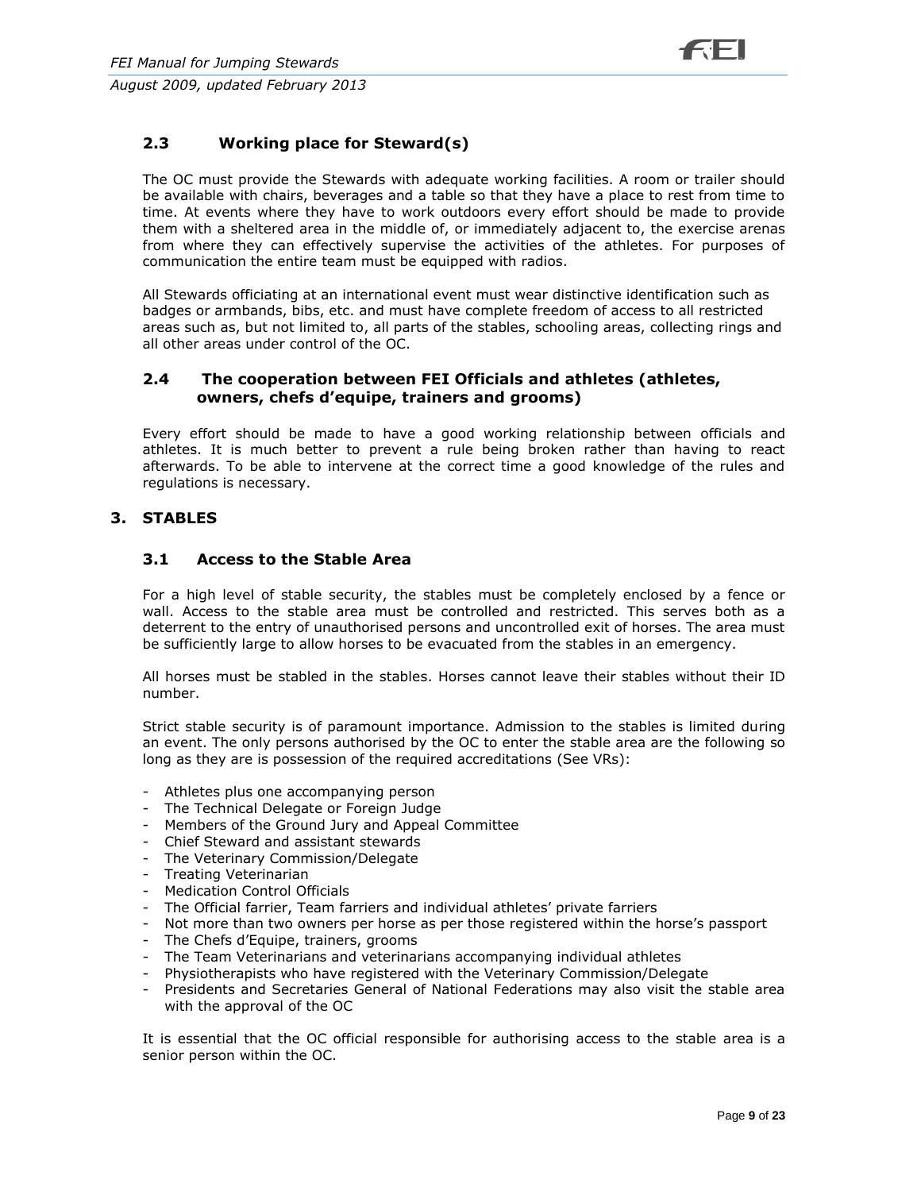### 2.3 Working place for Steward(s)

The OC must provide the Stewards with adequate working facilities. A room or trailer should be available with chairs, beverages and a table so that they have a place to rest from time to time. At events where they have to work outdoors every effort should be made to provide them with a sheltered area in the middle of, or immediately adjacent to, the exercise arenas from where they can effectively supervise the activities of the athletes. For purposes of communication the entire team must be equipped with radios.

All Stewards officiating at an international event must wear distinctive identification such as badges or armbands, bibs, etc. and must have complete freedom of access to all restricted areas such as, but not limited to, all parts of the stables, schooling areas, collecting rings and all other areas under control of the OC.

### 2.4 The cooperation between FEI Officials and athletes (athletes, owners, chefs d'equipe, trainers and grooms)

Every effort should be made to have a good working relationship between officials and athletes. It is much better to prevent a rule being broken rather than having to react afterwards. To be able to intervene at the correct time a good knowledge of the rules and regulations is necessary.

## 3. STABLES

### 3.1 Access to the Stable Area

For a high level of stable security, the stables must be completely enclosed by a fence or wall. Access to the stable area must be controlled and restricted. This serves both as a deterrent to the entry of unauthorised persons and uncontrolled exit of horses. The area must be sufficiently large to allow horses to be evacuated from the stables in an emergency.

All horses must be stabled in the stables. Horses cannot leave their stables without their ID number.

Strict stable security is of paramount importance. Admission to the stables is limited during an event. The only persons authorised by the OC to enter the stable area are the following so long as they are is possession of the required accreditations (See VRs):

- Athletes plus one accompanying person
- The Technical Delegate or Foreign Judge
- Members of the Ground Jury and Appeal Committee
- Chief Steward and assistant stewards
- The Veterinary Commission/Delegate
- Treating Veterinarian
- Medication Control Officials
- The Official farrier, Team farriers and individual athletes' private farriers
- Not more than two owners per horse as per those registered within the horse's passport
- The Chefs d'Equipe, trainers, grooms
- The Team Veterinarians and veterinarians accompanying individual athletes
- Physiotherapists who have registered with the Veterinary Commission/Delegate
- Presidents and Secretaries General of National Federations may also visit the stable area with the approval of the OC

It is essential that the OC official responsible for authorising access to the stable area is a senior person within the OC.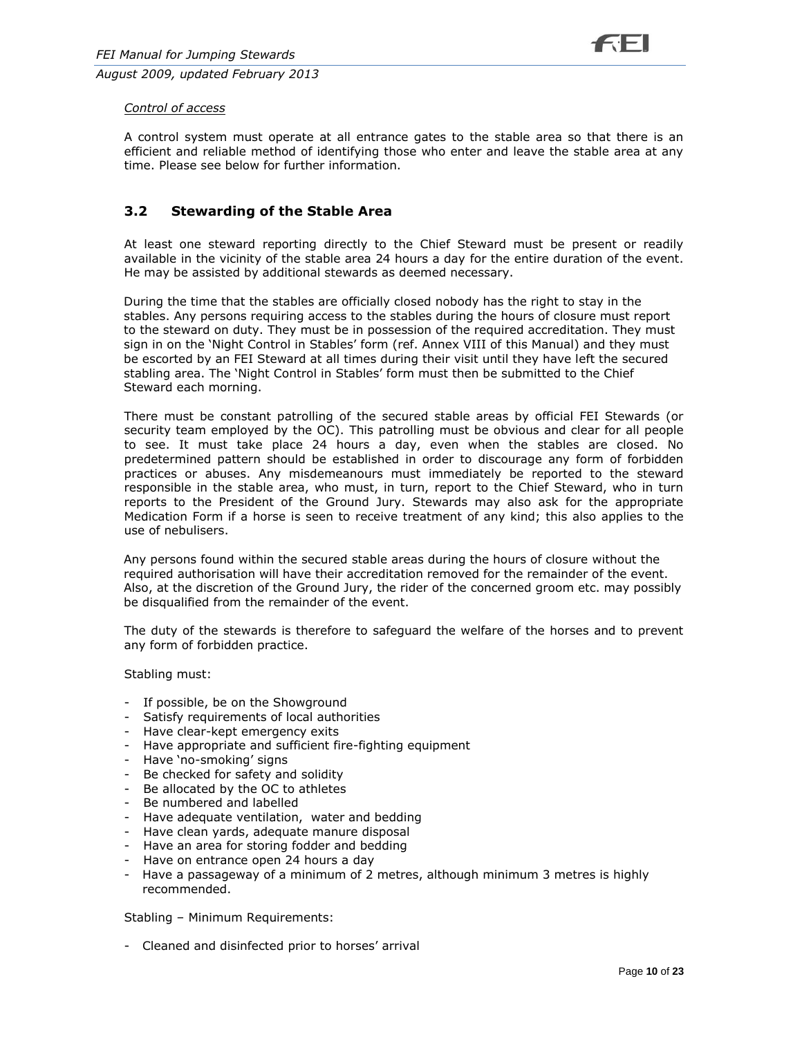*Control of access*

A control system must operate at all entrance gates to the stable area so that there is an efficient and reliable method of identifying those who enter and leave the stable area at any time. Please see below for further information.

## 3.2 Stewarding of the Stable Area

At least one steward reporting directly to the Chief Steward must be present or readily available in the vicinity of the stable area 24 hours a day for the entire duration of the event. He may be assisted by additional stewards as deemed necessary.

During the time that the stables are officially closed nobody has the right to stay in the stables. Any persons requiring access to the stables during the hours of closure must report to the steward on duty. They must be in possession of the required accreditation. They must sign in on the 'Night Control in Stables' form (ref. Annex VIII of this Manual) and they must be escorted by an FEI Steward at all times during their visit until they have left the secured stabling area. The 'Night Control in Stables' form must then be submitted to the Chief Steward each morning.

There must be constant patrolling of the secured stable areas by official FEI Stewards (or security team employed by the OC). This patrolling must be obvious and clear for all people to see. It must take place 24 hours a day, even when the stables are closed. No predetermined pattern should be established in order to discourage any form of forbidden practices or abuses. Any misdemeanours must immediately be reported to the steward responsible in the stable area, who must, in turn, report to the Chief Steward, who in turn reports to the President of the Ground Jury. Stewards may also ask for the appropriate Medication Form if a horse is seen to receive treatment of any kind; this also applies to the use of nebulisers.

Any persons found within the secured stable areas during the hours of closure without the required authorisation will have their accreditation removed for the remainder of the event. Also, at the discretion of the Ground Jury, the rider of the concerned groom etc. may possibly be disqualified from the remainder of the event.

The duty of the stewards is therefore to safeguard the welfare of the horses and to prevent any form of forbidden practice.

Stabling must:

- If possible, be on the Showground
- Satisfy requirements of local authorities
- Have clear-kept emergency exits
- Have appropriate and sufficient fire-fighting equipment
- Have 'no-smoking' signs
- Be checked for safety and solidity
- Be allocated by the OC to athletes
- Be numbered and labelled
- Have adequate ventilation, water and bedding
- Have clean yards, adequate manure disposal
- Have an area for storing fodder and bedding
- Have on entrance open 24 hours a day
- Have a passageway of a minimum of 2 metres, although minimum 3 metres is highly recommended.

Stabling – Minimum Requirements:

- Cleaned and disinfected prior to horses' arrival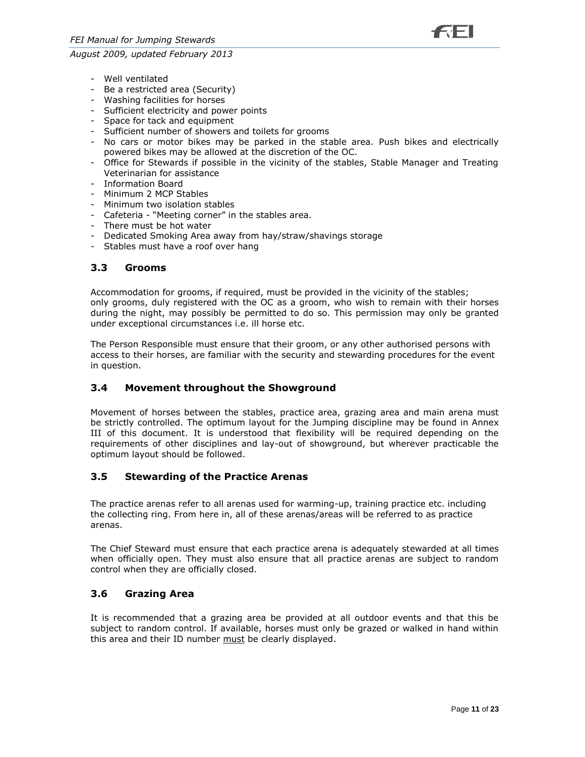- Well ventilated
- Be a restricted area (Security)
- Washing facilities for horses
- Sufficient electricity and power points
- Space for tack and equipment
- Sufficient number of showers and toilets for grooms
- No cars or motor bikes may be parked in the stable area. Push bikes and electrically powered bikes may be allowed at the discretion of the OC.
- Office for Stewards if possible in the vicinity of the stables, Stable Manager and Treating Veterinarian for assistance
- Information Board
- Minimum 2 MCP Stables
- Minimum two isolation stables
- Cafeteria - "Meeting corner" in the stables area.
- There must be hot water
- Dedicated Smoking Area away from hay/straw/shavings storage
- Stables must have a roof over hang

### 3.3 Grooms

Accommodation for grooms, if required, must be provided in the vicinity of the stables; only grooms, duly registered with the OC as a groom, who wish to remain with their horses during the night, may possibly be permitted to do so. This permission may only be granted under exceptional circumstances i.e. ill horse etc.

The Person Responsible must ensure that their groom, or any other authorised persons with access to their horses, are familiar with the security and stewarding procedures for the event in question.

### 3.4 Movement throughout the Showground

Movement of horses between the stables, practice area, grazing area and main arena must be strictly controlled. The optimum layout for the Jumping discipline may be found in Annex III of this document. It is understood that flexibility will be required depending on the requirements of other disciplines and lay-out of showground, but wherever practicable the optimum layout should be followed.

### 3.5 Stewarding of the Practice Arenas

The practice arenas refer to all arenas used for warming-up, training practice etc. including the collecting ring. From here in, all of these arenas/areas will be referred to as practice arenas.

The Chief Steward must ensure that each practice arena is adequately stewarded at all times when officially open. They must also ensure that all practice arenas are subject to random control when they are officially closed.

### 3.6 Grazing Area

It is recommended that a grazing area be provided at all outdoor events and that this be subject to random control. If available, horses must only be grazed or walked in hand within this area and their ID number <u>must</u> be clearly displayed.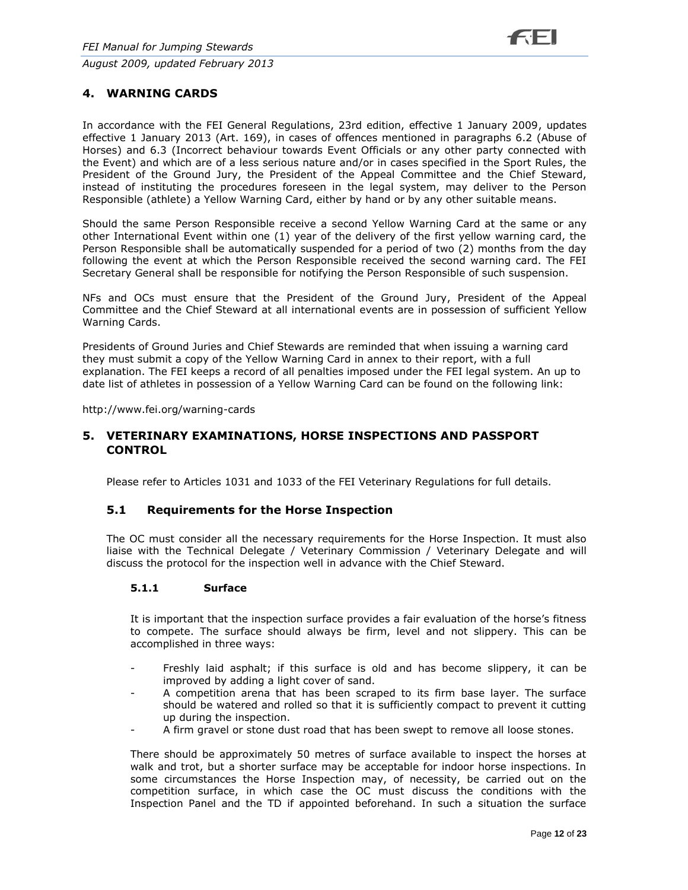## 4. WARNING CARDS

In accordance with the FEI General Regulations, 23rd edition, effective 1 January 2009, updates effective 1 January 2013 (Art. 169), in cases of offences mentioned in paragraphs 6.2 (Abuse of Horses) and 6.3 (Incorrect behaviour towards Event Officials or any other party connected with the Event) and which are of a less serious nature and/or in cases specified in the Sport Rules, the President of the Ground Jury, the President of the Appeal Committee and the Chief Steward, instead of instituting the procedures foreseen in the legal system, may deliver to the Person Responsible (athlete) a Yellow Warning Card, either by hand or by any other suitable means.

Should the same Person Responsible receive a second Yellow Warning Card at the same or any other International Event within one (1) year of the delivery of the first yellow warning card, the Person Responsible shall be automatically suspended for a period of two (2) months from the day following the event at which the Person Responsible received the second warning card. The FEI Secretary General shall be responsible for notifying the Person Responsible of such suspension.

NFs and OCs must ensure that the President of the Ground Jury, President of the Appeal Committee and the Chief Steward at all international events are in possession of sufficient Yellow Warning Cards.

Presidents of Ground Juries and Chief Stewards are reminded that when issuing a warning card they must submit a copy of the Yellow Warning Card in annex to their report, with a full explanation. The FEI keeps a record of all penalties imposed under the FEI legal system. An up to date list of athletes in possession of a Yellow Warning Card can be found on the following link:

http://www.fei.org/warning-cards

## 5. VETERINARY EXAMINATIONS, HORSE INSPECTIONS AND PASSPORT CONTROL

Please refer to Articles 1031 and 1033 of the FEI Veterinary Regulations for full details.

### 5.1 Requirements for the Horse Inspection

The OC must consider all the necessary requirements for the Horse Inspection. It must also liaise with the Technical Delegate / Veterinary Commission / Veterinary Delegate and will discuss the protocol for the inspection well in advance with the Chief Steward.

#### 5.1.1 Surface

It is important that the inspection surface provides a fair evaluation of the horse's fitness to compete. The surface should always be firm, level and not slippery. This can be accomplished in three ways:

- Freshly laid asphalt; if this surface is old and has become slippery, it can be improved by adding a light cover of sand.
- A competition arena that has been scraped to its firm base layer. The surface should be watered and rolled so that it is sufficiently compact to prevent it cutting up during the inspection.
- A firm gravel or stone dust road that has been swept to remove all loose stones.

There should be approximately 50 metres of surface available to inspect the horses at walk and trot, but a shorter surface may be acceptable for indoor horse inspections. In some circumstances the Horse Inspection may, of necessity, be carried out on the competition surface, in which case the OC must discuss the conditions with the Inspection Panel and the TD if appointed beforehand. In such a situation the surface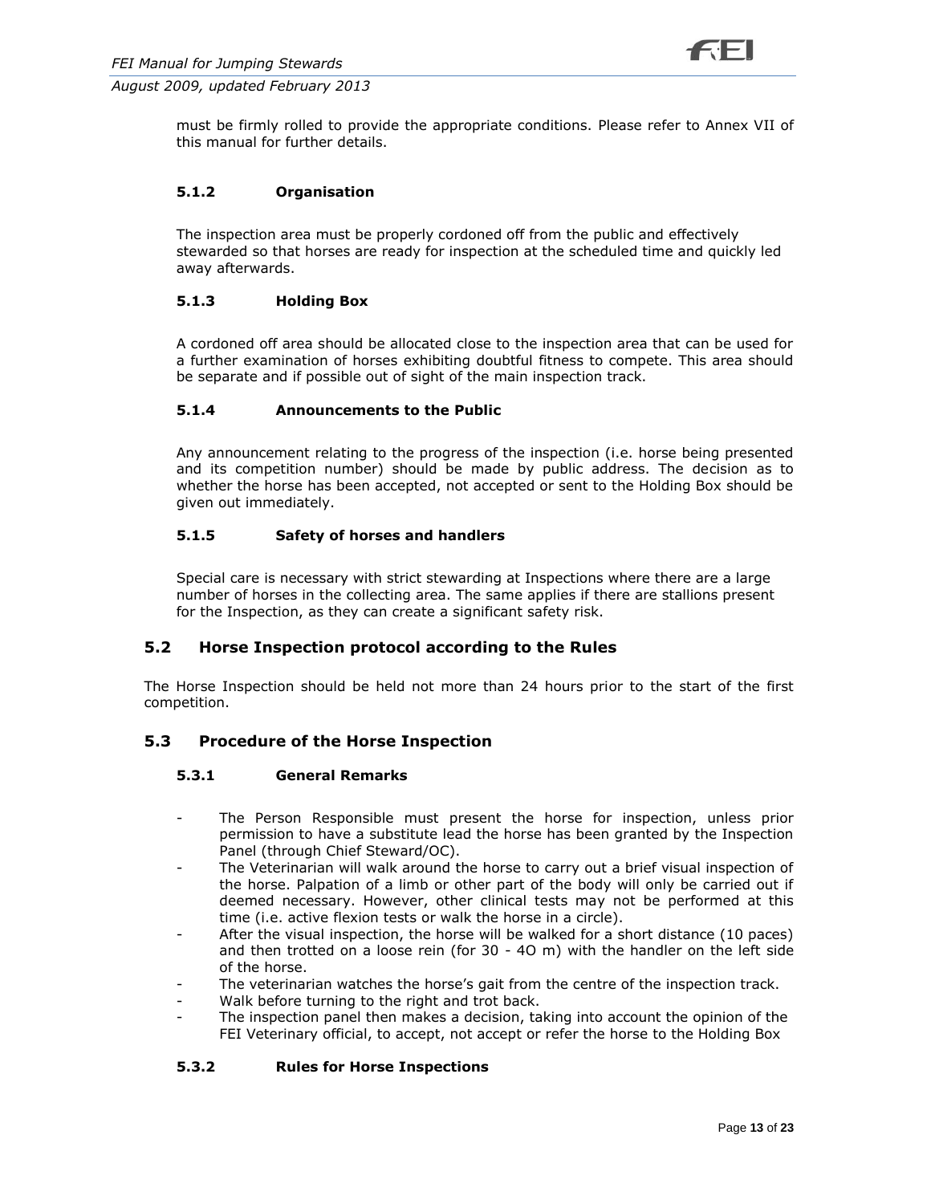must be firmly rolled to provide the appropriate conditions. Please refer to Annex VII of this manual for further details.

#### 5.1.2 Organisation

The inspection area must be properly cordoned off from the public and effectively stewarded so that horses are ready for inspection at the scheduled time and quickly led away afterwards.

#### 5.1.3 Holding Box

A cordoned off area should be allocated close to the inspection area that can be used for a further examination of horses exhibiting doubtful fitness to compete. This area should be separate and if possible out of sight of the main inspection track.

#### 5.1.4 Announcements to the Public

Any announcement relating to the progress of the inspection (i.e. horse being presented and its competition number) should be made by public address. The decision as to whether the horse has been accepted, not accepted or sent to the Holding Box should be given out immediately.

#### 5.1.5 Safety of horses and handlers

Special care is necessary with strict stewarding at Inspections where there are a large number of horses in the collecting area. The same applies if there are stallions present for the Inspection, as they can create a significant safety risk.

### 5.2 Horse Inspection protocol according to the Rules

The Horse Inspection should be held not more than 24 hours prior to the start of the first competition.

### 5.3 Procedure of the Horse Inspection

#### 5.3.1 General Remarks

- The Person Responsible must present the horse for inspection, unless prior permission to have a substitute lead the horse has been granted by the Inspection Panel (through Chief Steward/OC).
- The Veterinarian will walk around the horse to carry out a brief visual inspection of the horse. Palpation of a limb or other part of the body will only be carried out if deemed necessary. However, other clinical tests may not be performed at this time (i.e. active flexion tests or walk the horse in a circle).
- After the visual inspection, the horse will be walked for a short distance (10 paces) and then trotted on a loose rein (for 30 - 4O m) with the handler on the left side of the horse.
- The veterinarian watches the horse's gait from the centre of the inspection track.
- Walk before turning to the right and trot back.
- The inspection panel then makes a decision, taking into account the opinion of the FEI Veterinary official, to accept, not accept or refer the horse to the Holding Box

#### 5.3.2 Rules for Horse Inspections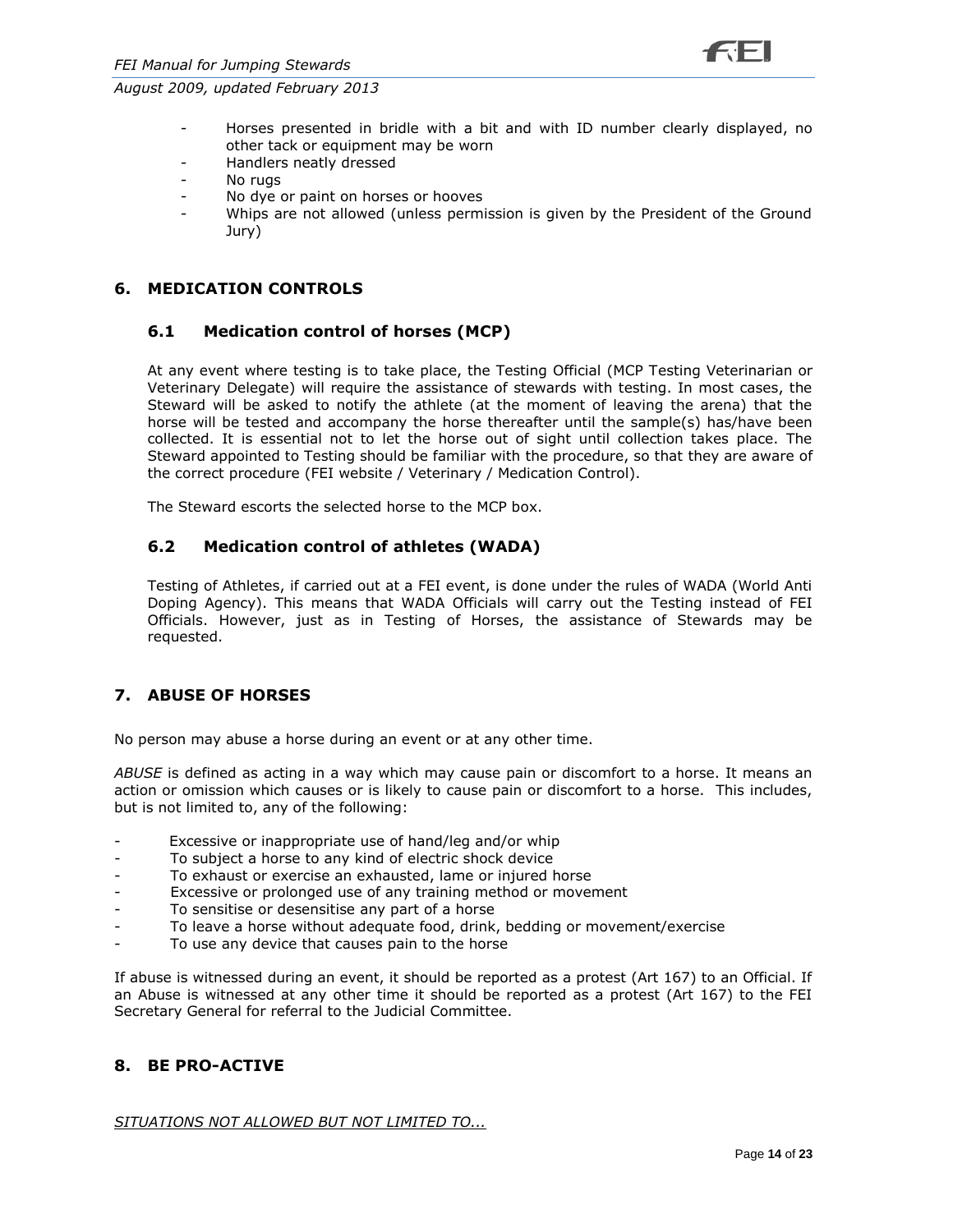- Horses presented in bridle with a bit and with ID number clearly displayed, no other tack or equipment may be worn
- Handlers neatly dressed
- No rugs
- No dye or paint on horses or hooves
- Whips are not allowed (unless permission is given by the President of the Ground Jury)

## 6. MEDICATION CONTROLS

### 6.1 Medication control of horses (MCP)

At any event where testing is to take place, the Testing Official (MCP Testing Veterinarian or Veterinary Delegate) will require the assistance of stewards with testing. In most cases, the Steward will be asked to notify the athlete (at the moment of leaving the arena) that the horse will be tested and accompany the horse thereafter until the sample(s) has/have been collected. It is essential not to let the horse out of sight until collection takes place. The Steward appointed to Testing should be familiar with the procedure, so that they are aware of the correct procedure (FEI website / Veterinary / Medication Control).

The Steward escorts the selected horse to the MCP box.

### 6.2 Medication control of athletes (WADA)

Testing of Athletes, if carried out at a FEI event, is done under the rules of WADA (World Anti Doping Agency). This means that WADA Officials will carry out the Testing instead of FEI Officials. However, just as in Testing of Horses, the assistance of Stewards may be requested.

## 7. ABUSE OF HORSES

No person may abuse a horse during an event or at any other time.

*ABUSE* is defined as acting in a way which may cause pain or discomfort to a horse. It means an action or omission which causes or is likely to cause pain or discomfort to a horse. This includes, but is not limited to, any of the following:

- Excessive or inappropriate use of hand/leg and/or whip
- To subject a horse to any kind of electric shock device
- To exhaust or exercise an exhausted, lame or injured horse
- Excessive or prolonged use of any training method or movement
- To sensitise or desensitise any part of a horse
- To leave a horse without adequate food, drink, bedding or movement/exercise
- To use any device that causes pain to the horse

If abuse is witnessed during an event, it should be reported as a protest (Art 167) to an Official. If an Abuse is witnessed at any other time it should be reported as a protest (Art 167) to the FEI Secretary General for referral to the Judicial Committee.

## 8. BE PRO-ACTIVE

*SITUATIONS NOT ALLOWED BUT NOT LIMITED TO...*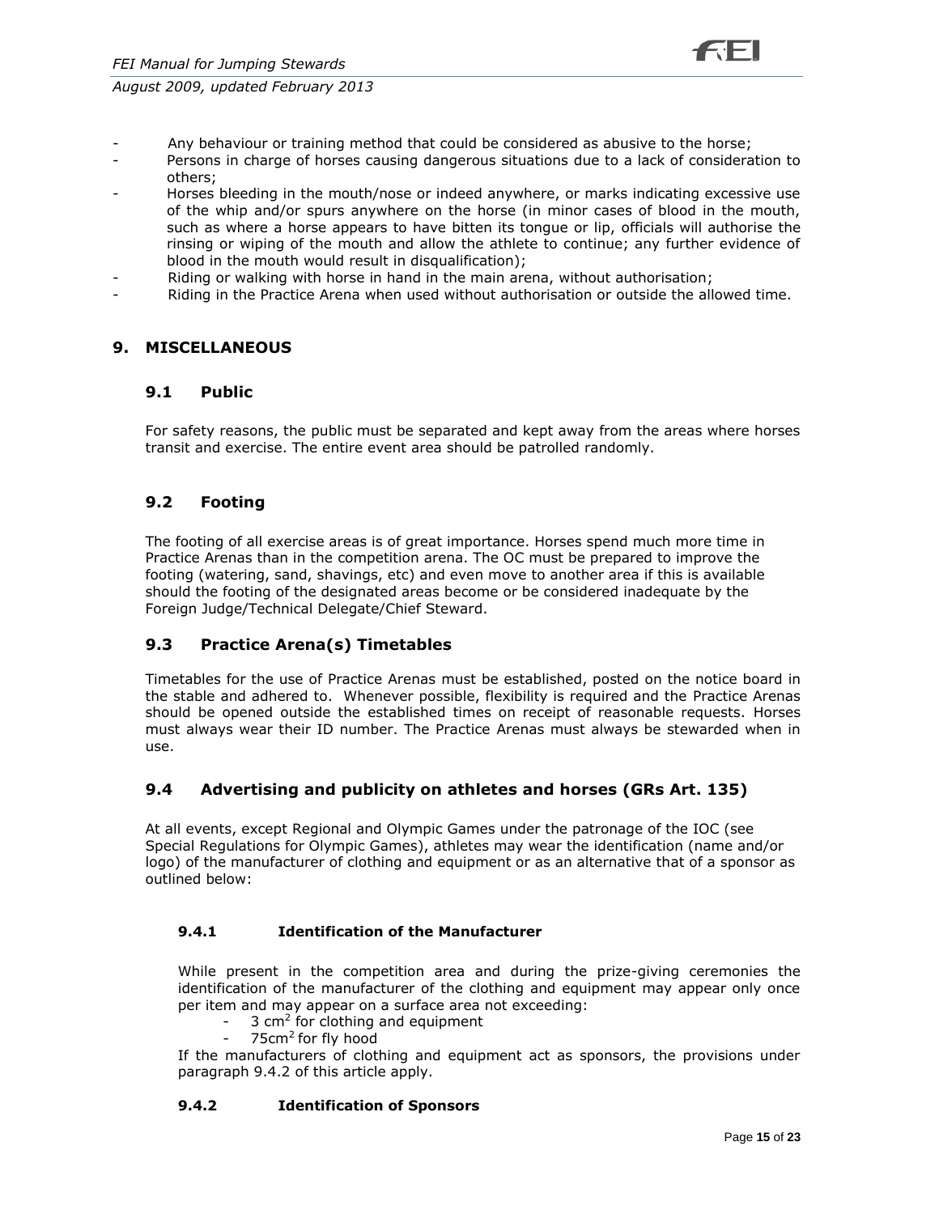- Any behaviour or training method that could be considered as abusive to the horse;
- Persons in charge of horses causing dangerous situations due to a lack of consideration to others;
- Horses bleeding in the mouth/nose or indeed anywhere, or marks indicating excessive use of the whip and/or spurs anywhere on the horse (in minor cases of blood in the mouth, such as where a horse appears to have bitten its tongue or lip, officials will authorise the rinsing or wiping of the mouth and allow the athlete to continue; any further evidence of blood in the mouth would result in disqualification);
- Riding or walking with horse in hand in the main arena, without authorisation;
- Riding in the Practice Arena when used without authorisation or outside the allowed time.

## 9. MISCELLANEOUS

### 9.1 Public

For safety reasons, the public must be separated and kept away from the areas where horses transit and exercise. The entire event area should be patrolled randomly.

### 9.2 Footing

The footing of all exercise areas is of great importance. Horses spend much more time in Practice Arenas than in the competition arena. The OC must be prepared to improve the footing (watering, sand, shavings, etc) and even move to another area if this is available should the footing of the designated areas become or be considered inadequate by the Foreign Judge/Technical Delegate/Chief Steward.

### 9.3 Practice Arena(s) Timetables

Timetables for the use of Practice Arenas must be established, posted on the notice board in the stable and adhered to. Whenever possible, flexibility is required and the Practice Arenas should be opened outside the established times on receipt of reasonable requests. Horses must always wear their ID number. The Practice Arenas must always be stewarded when in use.

### 9.4 Advertising and publicity on athletes and horses (GRs Art. 135)

At all events, except Regional and Olympic Games under the patronage of the IOC (see Special Regulations for Olympic Games), athletes may wear the identification (name and/or logo) of the manufacturer of clothing and equipment or as an alternative that of a sponsor as outlined below:

#### 9.4.1 Identification of the Manufacturer

While present in the competition area and during the prize-giving ceremonies the identification of the manufacturer of the clothing and equipment may appear only once per item and may appear on a surface area not exceeding:

- 3 $cm^2$ for clothing and equipment
- 75$cm^2$ for fly hood

If the manufacturers of clothing and equipment act as sponsors, the provisions under paragraph 9.4.2 of this article apply.

#### 9.4.2 Identification of Sponsors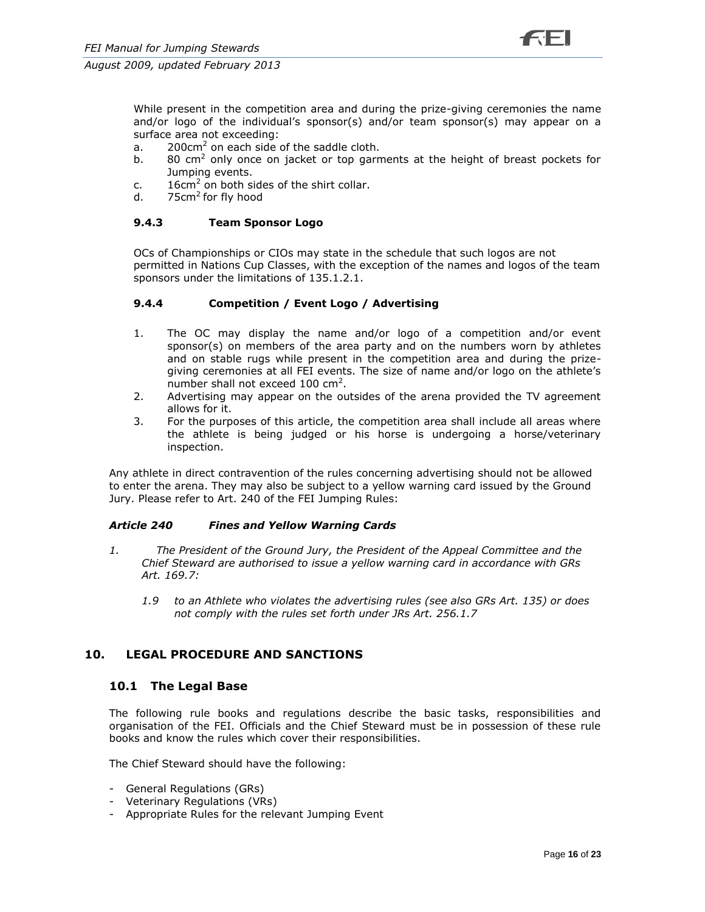While present in the competition area and during the prize-giving ceremonies the name and/or logo of the individual's sponsor(s) and/or team sponsor(s) may appear on a surface area not exceeding:

a. $200cm^2$ on each side of the saddle cloth.
b. 80 $cm^2$ only once on jacket or top garments at the height of breast pockets for Jumping events.
c. $16cm^2$ on both sides of the shirt collar.
d. $75cm^2$ for fly hood

#### 9.4.3 Team Sponsor Logo

OCs of Championships or CIOs may state in the schedule that such logos are not permitted in Nations Cup Classes, with the exception of the names and logos of the team sponsors under the limitations of 135.1.2.1.

#### 9.4.4 Competition / Event Logo / Advertising

1. The OC may display the name and/or logo of a competition and/or event sponsor(s) on members of the area party and on the numbers worn by athletes and on stable rugs while present in the competition area and during the prize-giving ceremonies at all FEI events. The size of name and/or logo on the athlete's number shall not exceed 100 $cm^2$.
2. Advertising may appear on the outsides of the arena provided the TV agreement allows for it.
3. For the purposes of this article, the competition area shall include all areas where the athlete is being judged or his horse is undergoing a horse/veterinary inspection.

Any athlete in direct contravention of the rules concerning advertising should not be allowed to enter the arena. They may also be subject to a yellow warning card issued by the Ground Jury. Please refer to Art. 240 of the FEI Jumping Rules:

***Article 240 Fines and Yellow Warning Cards***

*1. The President of the Ground Jury, the President of the Appeal Committee and the Chief Steward are authorised to issue a yellow warning card in accordance with GRs Art. 169.7:*

*1.9 to an Athlete who violates the advertising rules (see also GRs Art. 135) or does not comply with the rules set forth under JRs Art. 256.1.7*

## 10. LEGAL PROCEDURE AND SANCTIONS

### 10.1 The Legal Base

The following rule books and regulations describe the basic tasks, responsibilities and organisation of the FEI. Officials and the Chief Steward must be in possession of these rule books and know the rules which cover their responsibilities.

The Chief Steward should have the following:

- General Regulations (GRs)
- Veterinary Regulations (VRs)
- Appropriate Rules for the relevant Jumping Event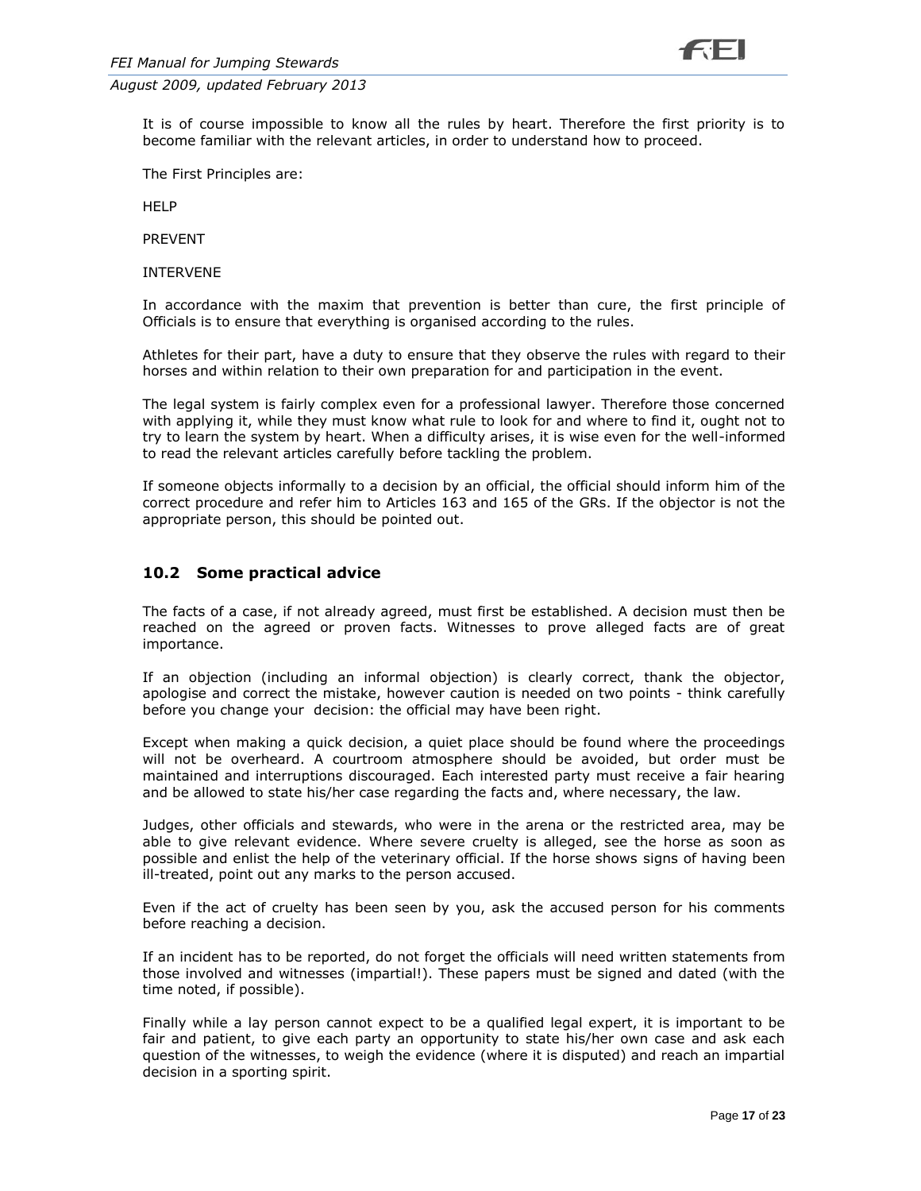It is of course impossible to know all the rules by heart. Therefore the first priority is to become familiar with the relevant articles, in order to understand how to proceed.

The First Principles are:

HELP

PREVENT

INTERVENE

In accordance with the maxim that prevention is better than cure, the first principle of Officials is to ensure that everything is organised according to the rules.

Athletes for their part, have a duty to ensure that they observe the rules with regard to their horses and within relation to their own preparation for and participation in the event.

The legal system is fairly complex even for a professional lawyer. Therefore those concerned with applying it, while they must know what rule to look for and where to find it, ought not to try to learn the system by heart. When a difficulty arises, it is wise even for the well-informed to read the relevant articles carefully before tackling the problem.

If someone objects informally to a decision by an official, the official should inform him of the correct procedure and refer him to Articles 163 and 165 of the GRs. If the objector is not the appropriate person, this should be pointed out.

## 10.2 Some practical advice

The facts of a case, if not already agreed, must first be established. A decision must then be reached on the agreed or proven facts. Witnesses to prove alleged facts are of great importance.

If an objection (including an informal objection) is clearly correct, thank the objector, apologise and correct the mistake, however caution is needed on two points - think carefully before you change your decision: the official may have been right.

Except when making a quick decision, a quiet place should be found where the proceedings will not be overheard. A courtroom atmosphere should be avoided, but order must be maintained and interruptions discouraged. Each interested party must receive a fair hearing and be allowed to state his/her case regarding the facts and, where necessary, the law.

Judges, other officials and stewards, who were in the arena or the restricted area, may be able to give relevant evidence. Where severe cruelty is alleged, see the horse as soon as possible and enlist the help of the veterinary official. If the horse shows signs of having been ill-treated, point out any marks to the person accused.

Even if the act of cruelty has been seen by you, ask the accused person for his comments before reaching a decision.

If an incident has to be reported, do not forget the officials will need written statements from those involved and witnesses (impartial!). These papers must be signed and dated (with the time noted, if possible).

Finally while a lay person cannot expect to be a qualified legal expert, it is important to be fair and patient, to give each party an opportunity to state his/her own case and ask each question of the witnesses, to weigh the evidence (where it is disputed) and reach an impartial decision in a sporting spirit.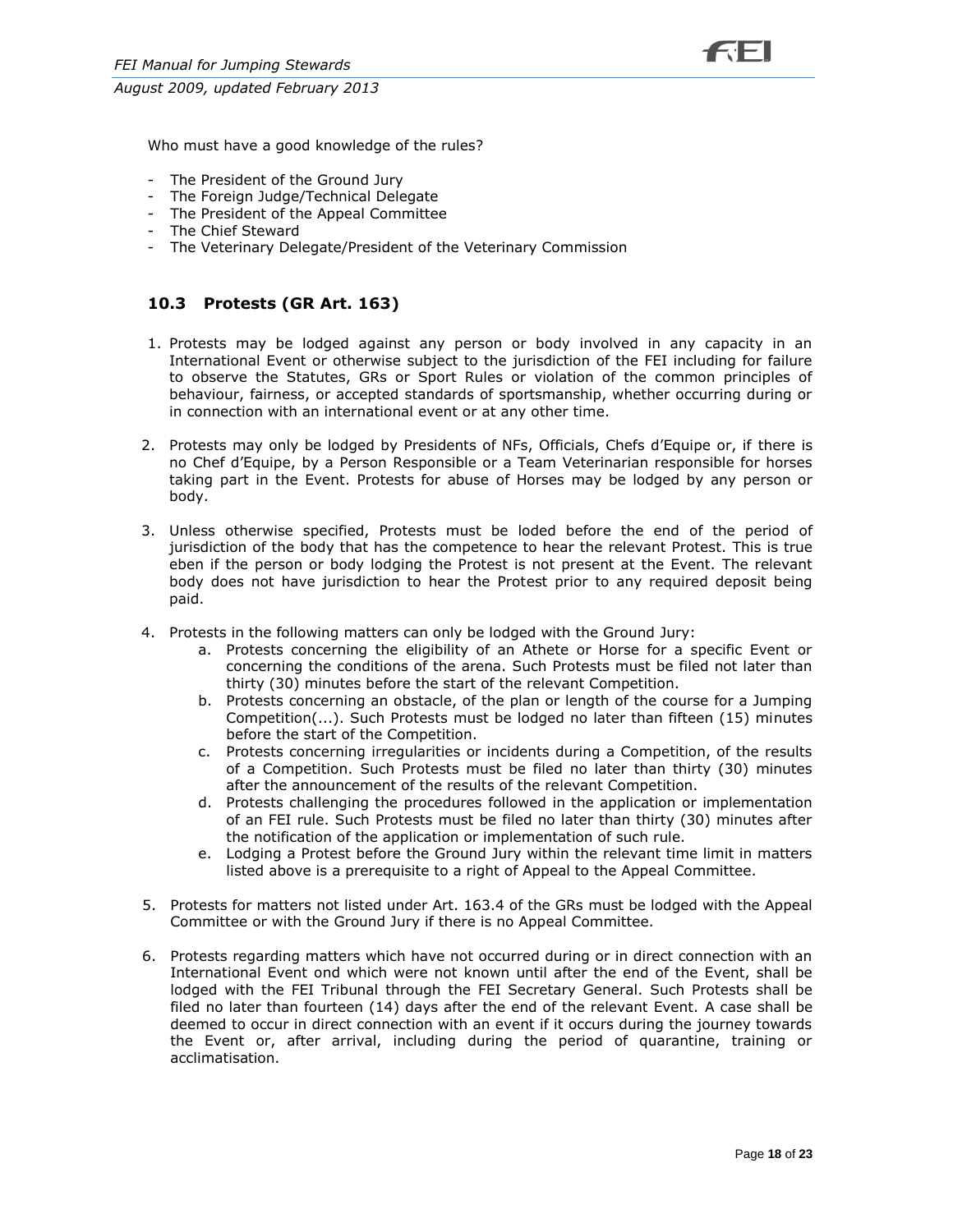Who must have a good knowledge of the rules?

- The President of the Ground Jury
- The Foreign Judge/Technical Delegate
- The President of the Appeal Committee
- The Chief Steward
- The Veterinary Delegate/President of the Veterinary Commission

## 10.3 Protests (GR Art. 163)

1. Protests may be lodged against any person or body involved in any capacity in an International Event or otherwise subject to the jurisdiction of the FEI including for failure to observe the Statutes, GRs or Sport Rules or violation of the common principles of behaviour, fairness, or accepted standards of sportsmanship, whether occurring during or in connection with an international event or at any other time.

2. Protests may only be lodged by Presidents of NFs, Officials, Chefs d'Equipe or, if there is no Chef d'Equipe, by a Person Responsible or a Team Veterinarian responsible for horses taking part in the Event. Protests for abuse of Horses may be lodged by any person or body.

3. Unless otherwise specified, Protests must be loded before the end of the period of jurisdiction of the body that has the competence to hear the relevant Protest. This is true eben if the person or body lodging the Protest is not present at the Event. The relevant body does not have jurisdiction to hear the Protest prior to any required deposit being paid.

4. Protests in the following matters can only be lodged with the Ground Jury:
   a. Protests concerning the eligibility of an Athete or Horse for a specific Event or concerning the conditions of the arena. Such Protests must be filed not later than thirty (30) minutes before the start of the relevant Competition.
   b. Protests concerning an obstacle, of the plan or length of the course for a Jumping Competition(...). Such Protests must be lodged no later than fifteen (15) minutes before the start of the Competition.
   c. Protests concerning irregularities or incidents during a Competition, of the results of a Competition. Such Protests must be filed no later than thirty (30) minutes after the announcement of the results of the relevant Competition.
   d. Protests challenging the procedures followed in the application or implementation of an FEI rule. Such Protests must be filed no later than thirty (30) minutes after the notification of the application or implementation of such rule.
   e. Lodging a Protest before the Ground Jury within the relevant time limit in matters listed above is a prerequisite to a right of Appeal to the Appeal Committee.

5. Protests for matters not listed under Art. 163.4 of the GRs must be lodged with the Appeal Committee or with the Ground Jury if there is no Appeal Committee.

6. Protests regarding matters which have not occurred during or in direct connection with an International Event ond which were not known until after the end of the Event, shall be lodged with the FEI Tribunal through the FEI Secretary General. Such Protests shall be filed no later than fourteen (14) days after the end of the relevant Event. A case shall be deemed to occur in direct connection with an event if it occurs during the journey towards the Event or, after arrival, including during the period of quarantine, training or acclimatisation.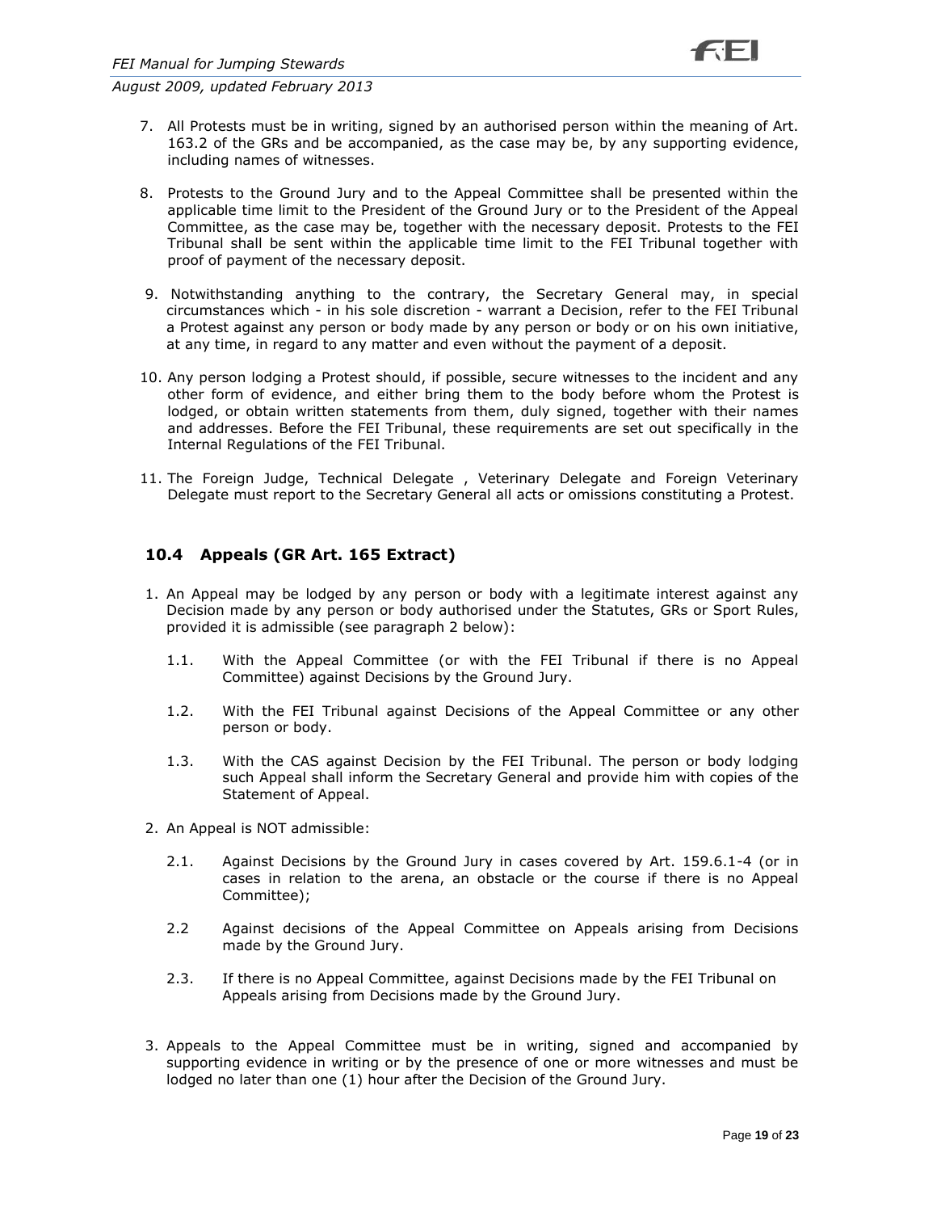7. All Protests must be in writing, signed by an authorised person within the meaning of Art. 163.2 of the GRs and be accompanied, as the case may be, by any supporting evidence, including names of witnesses.

8. Protests to the Ground Jury and to the Appeal Committee shall be presented within the applicable time limit to the President of the Ground Jury or to the President of the Appeal Committee, as the case may be, together with the necessary deposit. Protests to the FEI Tribunal shall be sent within the applicable time limit to the FEI Tribunal together with proof of payment of the necessary deposit.

9. Notwithstanding anything to the contrary, the Secretary General may, in special circumstances which - in his sole discretion - warrant a Decision, refer to the FEI Tribunal a Protest against any person or body made by any person or body or on his own initiative, at any time, in regard to any matter and even without the payment of a deposit.

10. Any person lodging a Protest should, if possible, secure witnesses to the incident and any other form of evidence, and either bring them to the body before whom the Protest is lodged, or obtain written statements from them, duly signed, together with their names and addresses. Before the FEI Tribunal, these requirements are set out specifically in the Internal Regulations of the FEI Tribunal.

11. The Foreign Judge, Technical Delegate , Veterinary Delegate and Foreign Veterinary Delegate must report to the Secretary General all acts or omissions constituting a Protest.

## 10.4 Appeals (GR Art. 165 Extract)

1. An Appeal may be lodged by any person or body with a legitimate interest against any Decision made by any person or body authorised under the Statutes, GRs or Sport Rules, provided it is admissible (see paragraph 2 below):

   1.1. With the Appeal Committee (or with the FEI Tribunal if there is no Appeal Committee) against Decisions by the Ground Jury.

   1.2. With the FEI Tribunal against Decisions of the Appeal Committee or any other person or body.

   1.3. With the CAS against Decision by the FEI Tribunal. The person or body lodging such Appeal shall inform the Secretary General and provide him with copies of the Statement of Appeal.

2. An Appeal is NOT admissible:

   2.1. Against Decisions by the Ground Jury in cases covered by Art. 159.6.1-4 (or in cases in relation to the arena, an obstacle or the course if there is no Appeal Committee);

   2.2 Against decisions of the Appeal Committee on Appeals arising from Decisions made by the Ground Jury.

   2.3. If there is no Appeal Committee, against Decisions made by the FEI Tribunal on Appeals arising from Decisions made by the Ground Jury.

3. Appeals to the Appeal Committee must be in writing, signed and accompanied by supporting evidence in writing or by the presence of one or more witnesses and must be lodged no later than one (1) hour after the Decision of the Ground Jury.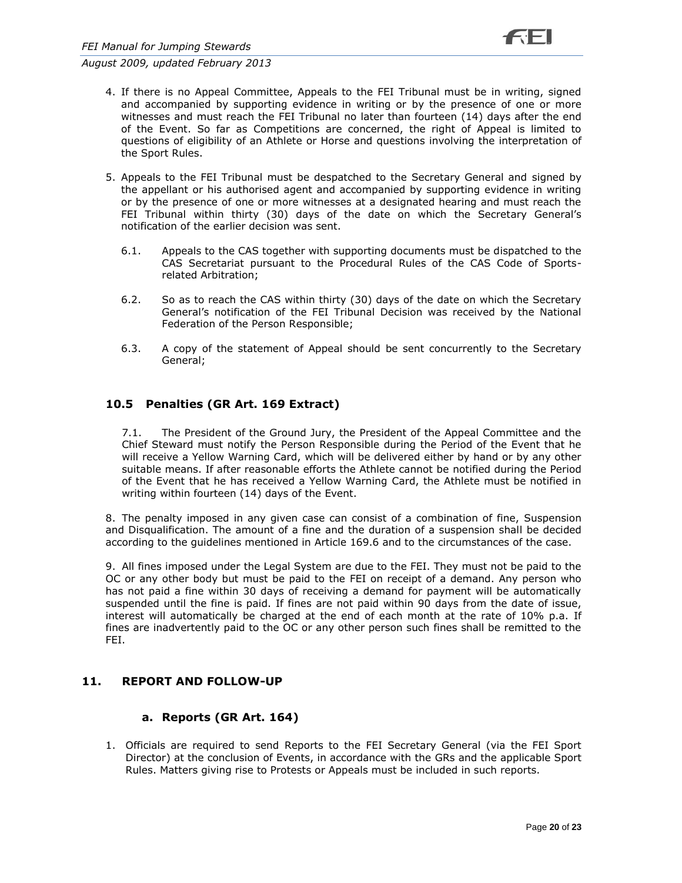4. If there is no Appeal Committee, Appeals to the FEI Tribunal must be in writing, signed and accompanied by supporting evidence in writing or by the presence of one or more witnesses and must reach the FEI Tribunal no later than fourteen (14) days after the end of the Event. So far as Competitions are concerned, the right of Appeal is limited to questions of eligibility of an Athlete or Horse and questions involving the interpretation of the Sport Rules.

5. Appeals to the FEI Tribunal must be despatched to the Secretary General and signed by the appellant or his authorised agent and accompanied by supporting evidence in writing or by the presence of one or more witnesses at a designated hearing and must reach the FEI Tribunal within thirty (30) days of the date on which the Secretary General's notification of the earlier decision was sent.

   6.1. Appeals to the CAS together with supporting documents must be dispatched to the CAS Secretariat pursuant to the Procedural Rules of the CAS Code of Sports-related Arbitration;

   6.2. So as to reach the CAS within thirty (30) days of the date on which the Secretary General's notification of the FEI Tribunal Decision was received by the National Federation of the Person Responsible;

   6.3. A copy of the statement of Appeal should be sent concurrently to the Secretary General;

### 10.5 Penalties (GR Art. 169 Extract)

7.1. The President of the Ground Jury, the President of the Appeal Committee and the Chief Steward must notify the Person Responsible during the Period of the Event that he will receive a Yellow Warning Card, which will be delivered either by hand or by any other suitable means. If after reasonable efforts the Athlete cannot be notified during the Period of the Event that he has received a Yellow Warning Card, the Athlete must be notified in writing within fourteen (14) days of the Event.

8. The penalty imposed in any given case can consist of a combination of fine, Suspension and Disqualification. The amount of a fine and the duration of a suspension shall be decided according to the guidelines mentioned in Article 169.6 and to the circumstances of the case.

9. All fines imposed under the Legal System are due to the FEI. They must not be paid to the OC or any other body but must be paid to the FEI on receipt of a demand. Any person who has not paid a fine within 30 days of receiving a demand for payment will be automatically suspended until the fine is paid. If fines are not paid within 90 days from the date of issue, interest will automatically be charged at the end of each month at the rate of 10% p.a. If fines are inadvertently paid to the OC or any other person such fines shall be remitted to the FEI.

## 11. REPORT AND FOLLOW-UP

### a. Reports (GR Art. 164)

1. Officials are required to send Reports to the FEI Secretary General (via the FEI Sport Director) at the conclusion of Events, in accordance with the GRs and the applicable Sport Rules. Matters giving rise to Protests or Appeals must be included in such reports.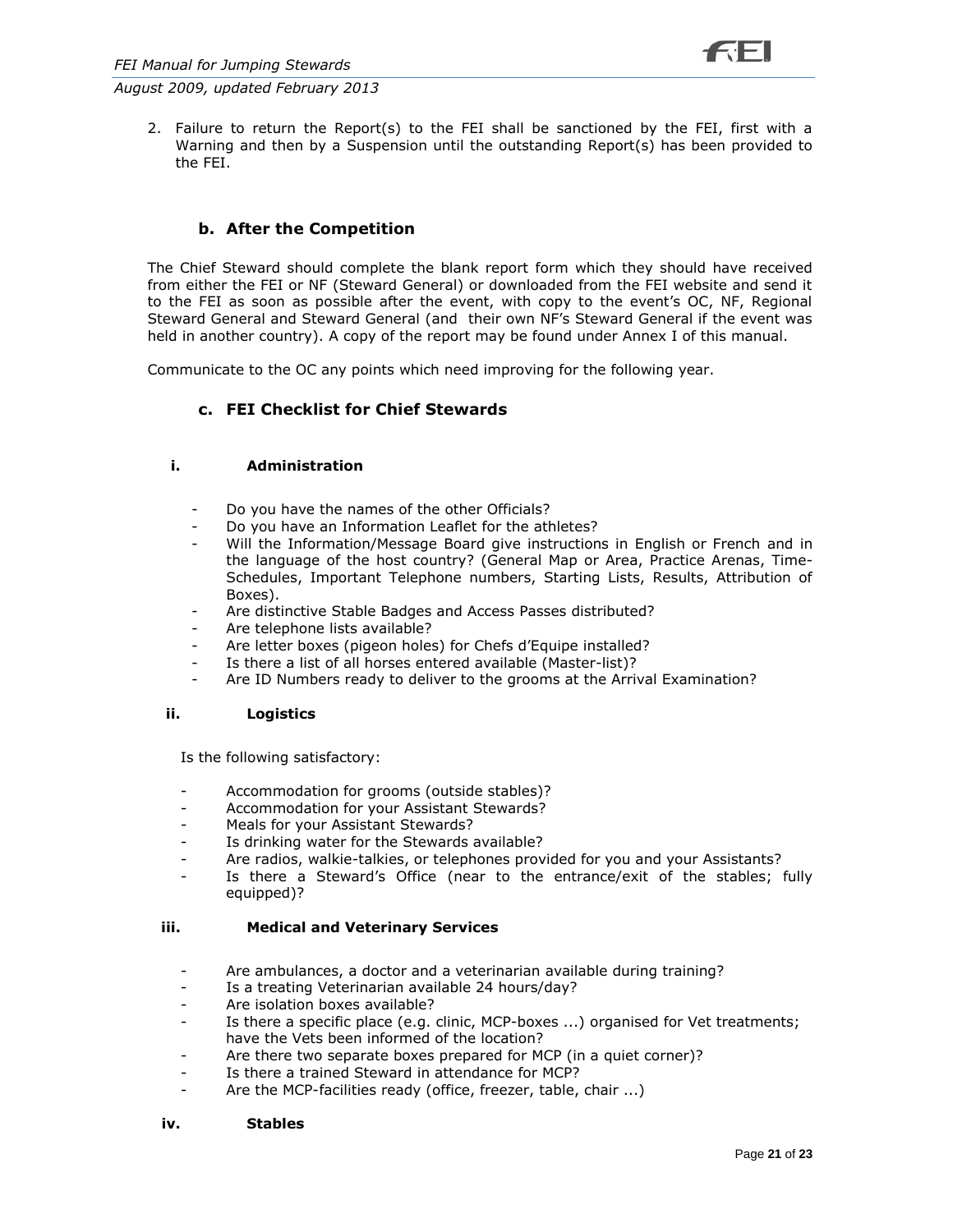2. Failure to return the Report(s) to the FEI shall be sanctioned by the FEI, first with a Warning and then by a Suspension until the outstanding Report(s) has been provided to the FEI.

### b. After the Competition

The Chief Steward should complete the blank report form which they should have received from either the FEI or NF (Steward General) or downloaded from the FEI website and send it to the FEI as soon as possible after the event, with copy to the event's OC, NF, Regional Steward General and Steward General (and their own NF's Steward General if the event was held in another country). A copy of the report may be found under Annex I of this manual.

Communicate to the OC any points which need improving for the following year.

### c. FEI Checklist for Chief Stewards

#### i. Administration

- Do you have the names of the other Officials?
- Do you have an Information Leaflet for the athletes?
- Will the Information/Message Board give instructions in English or French and in the language of the host country? (General Map or Area, Practice Arenas, Time-Schedules, Important Telephone numbers, Starting Lists, Results, Attribution of Boxes).
- Are distinctive Stable Badges and Access Passes distributed?
- Are telephone lists available?
- Are letter boxes (pigeon holes) for Chefs d'Equipe installed?
- Is there a list of all horses entered available (Master-list)?
- Are ID Numbers ready to deliver to the grooms at the Arrival Examination?

#### ii. Logistics

Is the following satisfactory:

- Accommodation for grooms (outside stables)?
- Accommodation for your Assistant Stewards?
- Meals for your Assistant Stewards?
- Is drinking water for the Stewards available?
- Are radios, walkie-talkies, or telephones provided for you and your Assistants?
- Is there a Steward's Office (near to the entrance/exit of the stables; fully equipped)?

#### iii. Medical and Veterinary Services

- Are ambulances, a doctor and a veterinarian available during training?
- Is a treating Veterinarian available 24 hours/day?
- Are isolation boxes available?
- Is there a specific place (e.g. clinic, MCP-boxes ...) organised for Vet treatments; have the Vets been informed of the location?
- Are there two separate boxes prepared for MCP (in a quiet corner)?
- Is there a trained Steward in attendance for MCP?
- Are the MCP-facilities ready (office, freezer, table, chair ...)

#### iv. Stables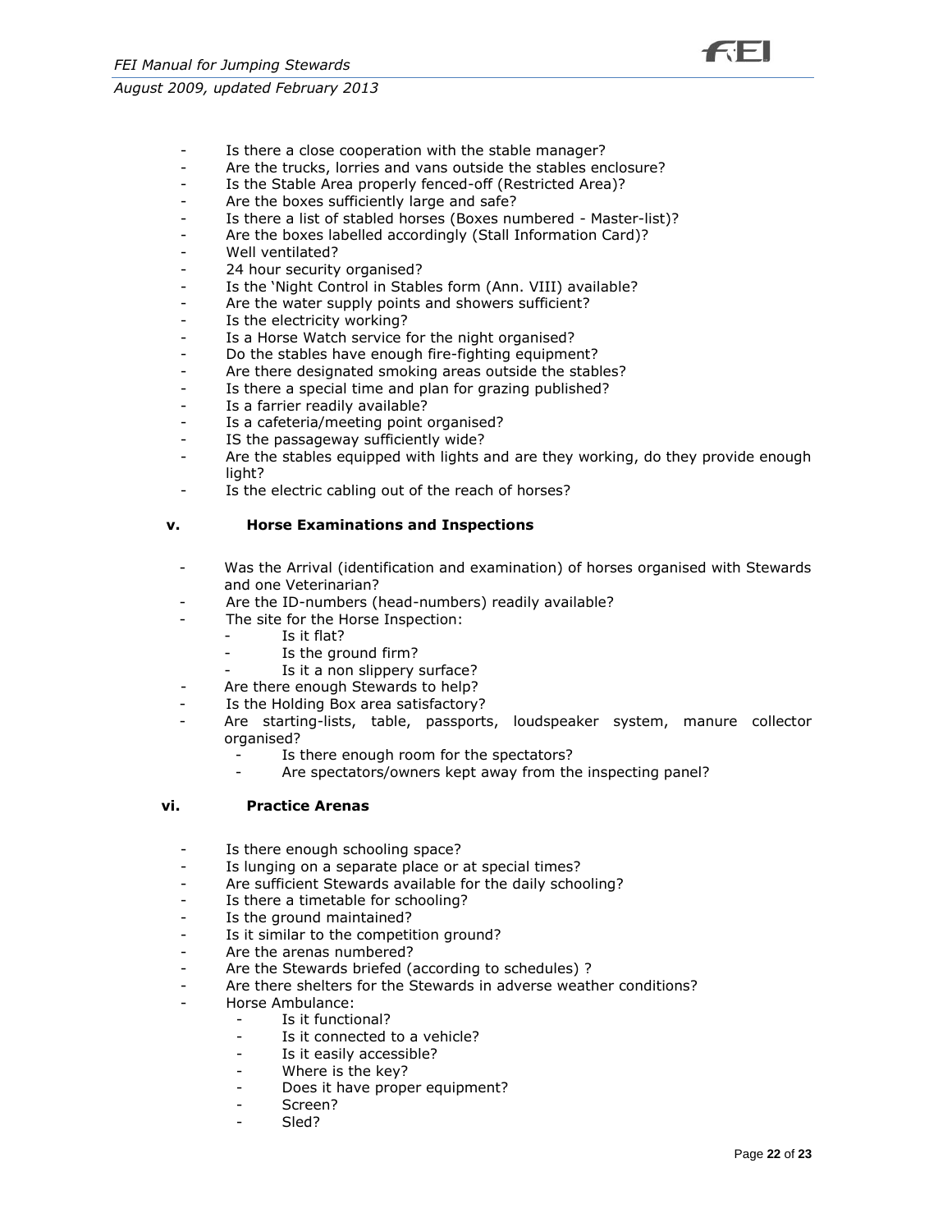- Is there a close cooperation with the stable manager?
- Are the trucks, lorries and vans outside the stables enclosure?
- Is the Stable Area properly fenced-off (Restricted Area)?
- Are the boxes sufficiently large and safe?
- Is there a list of stabled horses (Boxes numbered - Master-list)?
- Are the boxes labelled accordingly (Stall Information Card)?
- Well ventilated?
- 24 hour security organised?
- Is the 'Night Control in Stables form (Ann. VIII) available?
- Are the water supply points and showers sufficient?
- Is the electricity working?
- Is a Horse Watch service for the night organised?
- Do the stables have enough fire-fighting equipment?
- Are there designated smoking areas outside the stables?
- Is there a special time and plan for grazing published?
- Is a farrier readily available?
- Is a cafeteria/meeting point organised?
- IS the passageway sufficiently wide?
- Are the stables equipped with lights and are they working, do they provide enough light?
- Is the electric cabling out of the reach of horses?

### v. Horse Examinations and Inspections

- Was the Arrival (identification and examination) of horses organised with Stewards and one Veterinarian?
- Are the ID-numbers (head-numbers) readily available?
- The site for the Horse Inspection:
  - Is it flat?
  - Is the ground firm?
  - Is it a non slippery surface?
- Are there enough Stewards to help?
- Is the Holding Box area satisfactory?
- Are starting-lists, table, passports, loudspeaker system, manure collector organised?
  - Is there enough room for the spectators?
  - Are spectators/owners kept away from the inspecting panel?

### vi. Practice Arenas

- Is there enough schooling space?
- Is lunging on a separate place or at special times?
- Are sufficient Stewards available for the daily schooling?
- Is there a timetable for schooling?
- Is the ground maintained?
- Is it similar to the competition ground?
- Are the arenas numbered?
- Are the Stewards briefed (according to schedules) ?
- Are there shelters for the Stewards in adverse weather conditions?
- Horse Ambulance:
  - Is it functional?
  - Is it connected to a vehicle?
  - Is it easily accessible?
  - Where is the key?
  - Does it have proper equipment?
  - Screen?
  - Sled?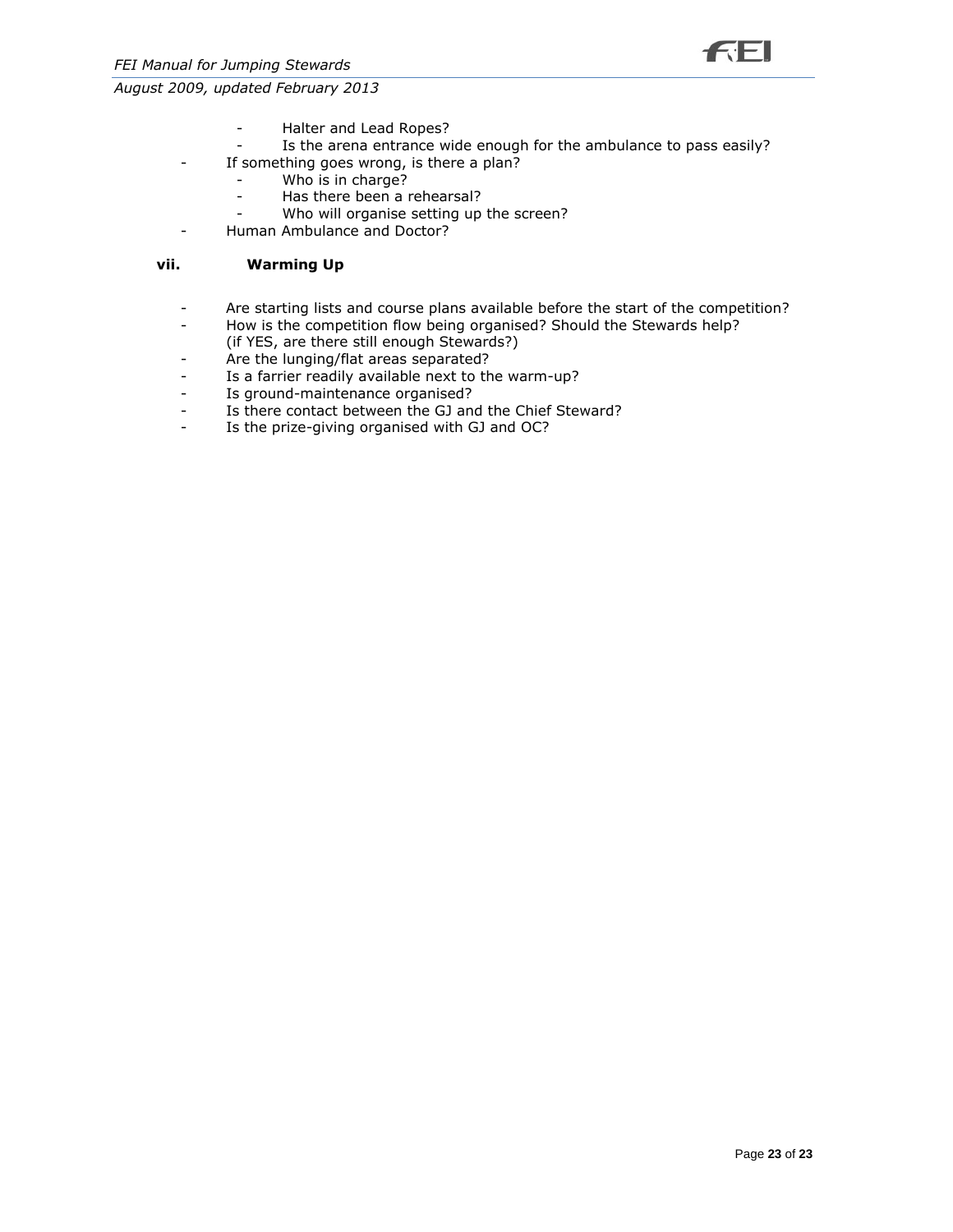- Halter and Lead Ropes?
  - Is the arena entrance wide enough for the ambulance to pass easily?
- If something goes wrong, is there a plan?
  - Who is in charge?
  - Has there been a rehearsal?
  - Who will organise setting up the screen?
- Human Ambulance and Doctor?

**vii. Warming Up**

- Are starting lists and course plans available before the start of the competition?
- How is the competition flow being organised? Should the Stewards help? (if YES, are there still enough Stewards?)
- Are the lunging/flat areas separated?
- Is a farrier readily available next to the warm-up?
- Is ground-maintenance organised?
- Is there contact between the GJ and the Chief Steward?
- Is the prize-giving organised with GJ and OC?